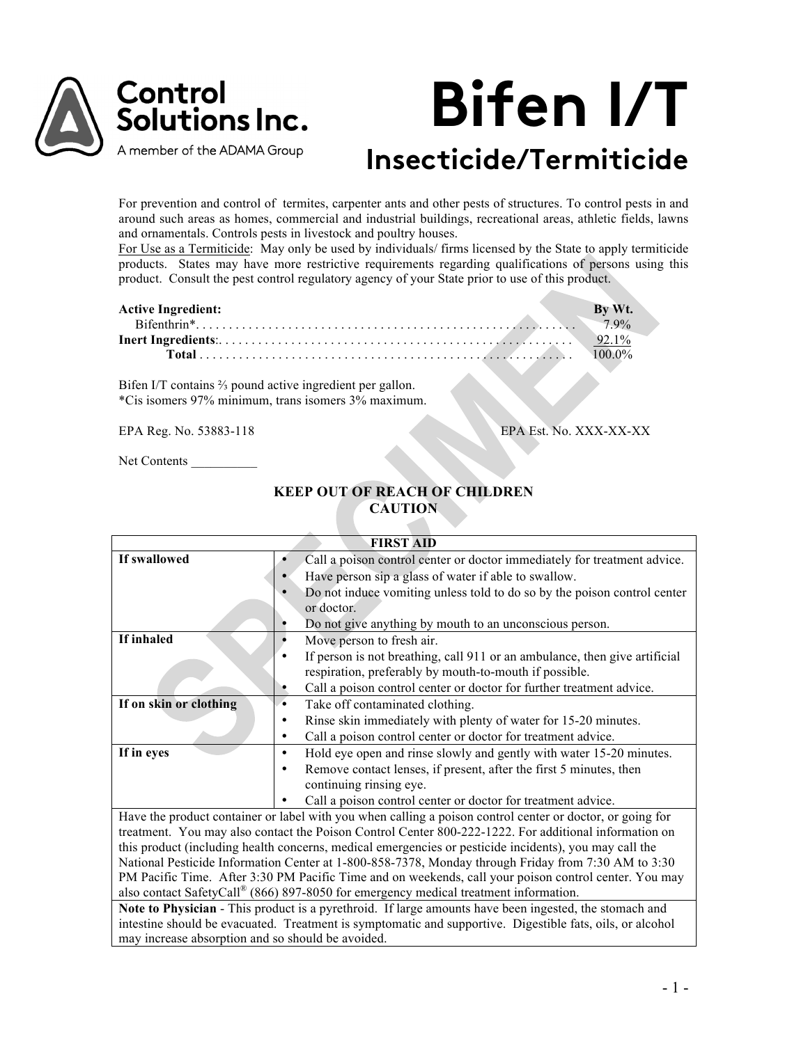Control Solutions Inc.
A member of the ADAMA Group

# Bifen I/T

## Insecticide/Termiticide

For prevention and control of termites, carpenter ants and other pests of structures. To control pests in and around such areas as homes, commercial and industrial buildings, recreational areas, athletic fields, lawns and ornamentals. Controls pests in livestock and poultry houses.

For Use as a Termiticide: May only be used by individuals/ firms licensed by the State to apply termiticide products. States may have more restrictive requirements regarding qualifications of persons using this product. Consult the pest control regulatory agency of your State prior to use of this product.

| **Active Ingredient:** | **By Wt.** |
|---|---|
| Bifenthrin* | 7.9% |
| **Inert Ingredients**: | 92.1% |
| **Total** | 100.0% |

Bifen I/T contains ⅔ pound active ingredient per gallon.
*Cis isomers 97% minimum, trans isomers 3% maximum.

EPA Reg. No. 53883-118 EPA Est. No. XXX-XX-XX

Net Contents __________

**KEEP OUT OF REACH OF CHILDREN**
**CAUTION**

| **FIRST AID** | |
|---|---|
| **If swallowed** | • Call a poison control center or doctor immediately for treatment advice.<br>• Have person sip a glass of water if able to swallow.<br>• Do not induce vomiting unless told to do so by the poison control center or doctor.<br>• Do not give anything by mouth to an unconscious person. |
| **If inhaled** | • Move person to fresh air.<br>• If person is not breathing, call 911 or an ambulance, then give artificial respiration, preferably by mouth-to-mouth if possible.<br>• Call a poison control center or doctor for further treatment advice. |
| **If on skin or clothing** | • Take off contaminated clothing.<br>• Rinse skin immediately with plenty of water for 15-20 minutes.<br>• Call a poison control center or doctor for treatment advice. |
| **If in eyes** | • Hold eye open and rinse slowly and gently with water 15-20 minutes.<br>• Remove contact lenses, if present, after the first 5 minutes, then continuing rinsing eye.<br>• Call a poison control center or doctor for treatment advice. |
| Have the product container or label with you when calling a poison control center or doctor, or going for treatment. You may also contact the Poison Control Center 800-222-1222. For additional information on this product (including health concerns, medical emergencies or pesticide incidents), you may call the National Pesticide Information Center at 1-800-858-7378, Monday through Friday from 7:30 AM to 3:30 PM Pacific Time. After 3:30 PM Pacific Time and on weekends, call your poison control center. You may also contact SafetyCall® (866) 897-8050 for emergency medical treatment information. | |
| **Note to Physician** - This product is a pyrethroid. If large amounts have been ingested, the stomach and intestine should be evacuated. Treatment is symptomatic and supportive. Digestible fats, oils, or alcohol may increase absorption and so should be avoided. | |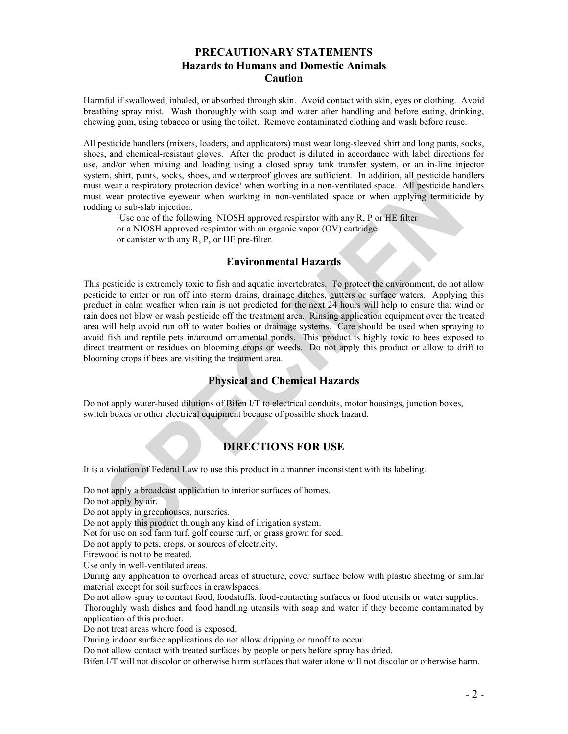# PRECAUTIONARY STATEMENTS
## Hazards to Humans and Domestic Animals
## Caution

Harmful if swallowed, inhaled, or absorbed through skin. Avoid contact with skin, eyes or clothing. Avoid breathing spray mist. Wash thoroughly with soap and water after handling and before eating, drinking, chewing gum, using tobacco or using the toilet. Remove contaminated clothing and wash before reuse.

All pesticide handlers (mixers, loaders, and applicators) must wear long-sleeved shirt and long pants, socks, shoes, and chemical-resistant gloves. After the product is diluted in accordance with label directions for use, and/or when mixing and loading using a closed spray tank transfer system, or an in-line injector system, shirt, pants, socks, shoes, and waterproof gloves are sufficient. In addition, all pesticide handlers must wear a respiratory protection device[1] when working in a non-ventilated space. All pesticide handlers must wear protective eyewear when working in non-ventilated space or when applying termiticide by rodding or sub-slab injection.

[1]Use one of the following: NIOSH approved respirator with any R, P or HE filter or a NIOSH approved respirator with an organic vapor (OV) cartridge or canister with any R, P, or HE pre-filter.

## Environmental Hazards

This pesticide is extremely toxic to fish and aquatic invertebrates. To protect the environment, do not allow pesticide to enter or run off into storm drains, drainage ditches, gutters or surface waters. Applying this product in calm weather when rain is not predicted for the next 24 hours will help to ensure that wind or rain does not blow or wash pesticide off the treatment area. Rinsing application equipment over the treated area will help avoid run off to water bodies or drainage systems. Care should be used when spraying to avoid fish and reptile pets in/around ornamental ponds. This product is highly toxic to bees exposed to direct treatment or residues on blooming crops or weeds. Do not apply this product or allow to drift to blooming crops if bees are visiting the treatment area.

## Physical and Chemical Hazards

Do not apply water-based dilutions of Bifen I/T to electrical conduits, motor housings, junction boxes, switch boxes or other electrical equipment because of possible shock hazard.

# DIRECTIONS FOR USE

It is a violation of Federal Law to use this product in a manner inconsistent with its labeling.

Do not apply a broadcast application to interior surfaces of homes.
Do not apply by air.
Do not apply in greenhouses, nurseries.
Do not apply this product through any kind of irrigation system.
Not for use on sod farm turf, golf course turf, or grass grown for seed.
Do not apply to pets, crops, or sources of electricity.
Firewood is not to be treated.
Use only in well-ventilated areas.
During any application to overhead areas of structure, cover surface below with plastic sheeting or similar material except for soil surfaces in crawlspaces.
Do not allow spray to contact food, foodstuffs, food-contacting surfaces or food utensils or water supplies.
Thoroughly wash dishes and food handling utensils with soap and water if they become contaminated by application of this product.
Do not treat areas where food is exposed.
During indoor surface applications do not allow dripping or runoff to occur.
Do not allow contact with treated surfaces by people or pets before spray has dried.
Bifen I/T will not discolor or otherwise harm surfaces that water alone will not discolor or otherwise harm.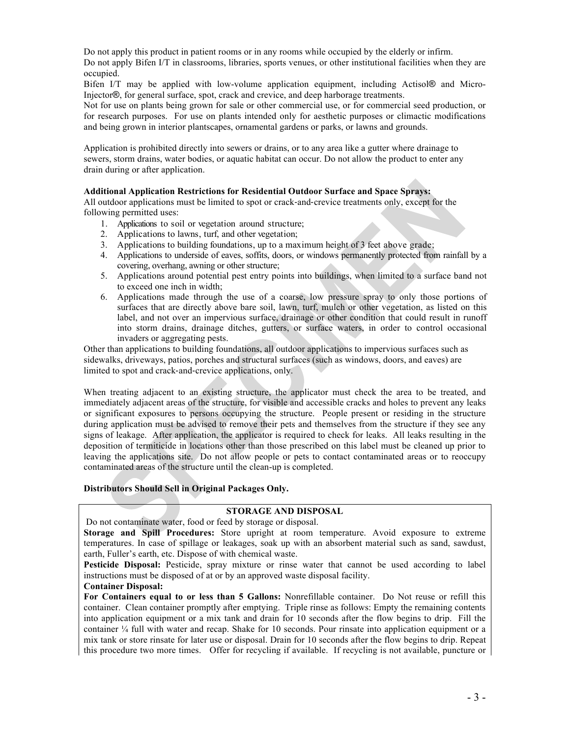Do not apply this product in patient rooms or in any rooms while occupied by the elderly or infirm.
Do not apply Bifen I/T in classrooms, libraries, sports venues, or other institutional facilities when they are occupied.
Bifen I/T may be applied with low-volume application equipment, including Actisol® and Micro-Injector®, for general surface, spot, crack and crevice, and deep harborage treatments.
Not for use on plants being grown for sale or other commercial use, or for commercial seed production, or for research purposes. For use on plants intended only for aesthetic purposes or climactic modifications and being grown in interior plantscapes, ornamental gardens or parks, or lawns and grounds.

Application is prohibited directly into sewers or drains, or to any area like a gutter where drainage to sewers, storm drains, water bodies, or aquatic habitat can occur. Do not allow the product to enter any drain during or after application.

**Additional Application Restrictions for Residential Outdoor Surface and Space Sprays:**
All outdoor applications must be limited to spot or crack-and-crevice treatments only, except for the following permitted uses:

1. Applications to soil or vegetation around structure;
2. Applications to lawns, turf, and other vegetation;
3. Applications to building foundations, up to a maximum height of 3 feet above grade;
4. Applications to underside of eaves, soffits, doors, or windows permanently protected from rainfall by a covering, overhang, awning or other structure;
5. Applications around potential pest entry points into buildings, when limited to a surface band not to exceed one inch in width;
6. Applications made through the use of a coarse, low pressure spray to only those portions of surfaces that are directly above bare soil, lawn, turf, mulch or other vegetation, as listed on this label, and not over an impervious surface, drainage or other condition that could result in runoff into storm drains, drainage ditches, gutters, or surface waters, in order to control occasional invaders or aggregating pests.

Other than applications to building foundations, all outdoor applications to impervious surfaces such as sidewalks, driveways, patios, porches and structural surfaces (such as windows, doors, and eaves) are limited to spot and crack-and-crevice applications, only.

When treating adjacent to an existing structure, the applicator must check the area to be treated, and immediately adjacent areas of the structure, for visible and accessible cracks and holes to prevent any leaks or significant exposures to persons occupying the structure. People present or residing in the structure during application must be advised to remove their pets and themselves from the structure if they see any signs of leakage. After application, the applicator is required to check for leaks. All leaks resulting in the deposition of termiticide in locations other than those prescribed on this label must be cleaned up prior to leaving the applications site. Do not allow people or pets to contact contaminated areas or to reoccupy contaminated areas of the structure until the clean-up is completed.

**Distributors Should Sell in Original Packages Only.**

**STORAGE AND DISPOSAL**

Do not contaminate water, food or feed by storage or disposal.

**Storage and Spill Procedures:** Store upright at room temperature. Avoid exposure to extreme temperatures. In case of spillage or leakages, soak up with an absorbent material such as sand, sawdust, earth, Fuller's earth, etc. Dispose of with chemical waste.

**Pesticide Disposal:** Pesticide, spray mixture or rinse water that cannot be used according to label instructions must be disposed of at or by an approved waste disposal facility.

**Container Disposal:**

**For Containers equal to or less than 5 Gallons:** Nonrefillable container. Do Not reuse or refill this container. Clean container promptly after emptying. Triple rinse as follows: Empty the remaining contents into application equipment or a mix tank and drain for 10 seconds after the flow begins to drip. Fill the container ¼ full with water and recap. Shake for 10 seconds. Pour rinsate into application equipment or a mix tank or store rinsate for later use or disposal. Drain for 10 seconds after the flow begins to drip. Repeat this procedure two more times. Offer for recycling if available. If recycling is not available, puncture or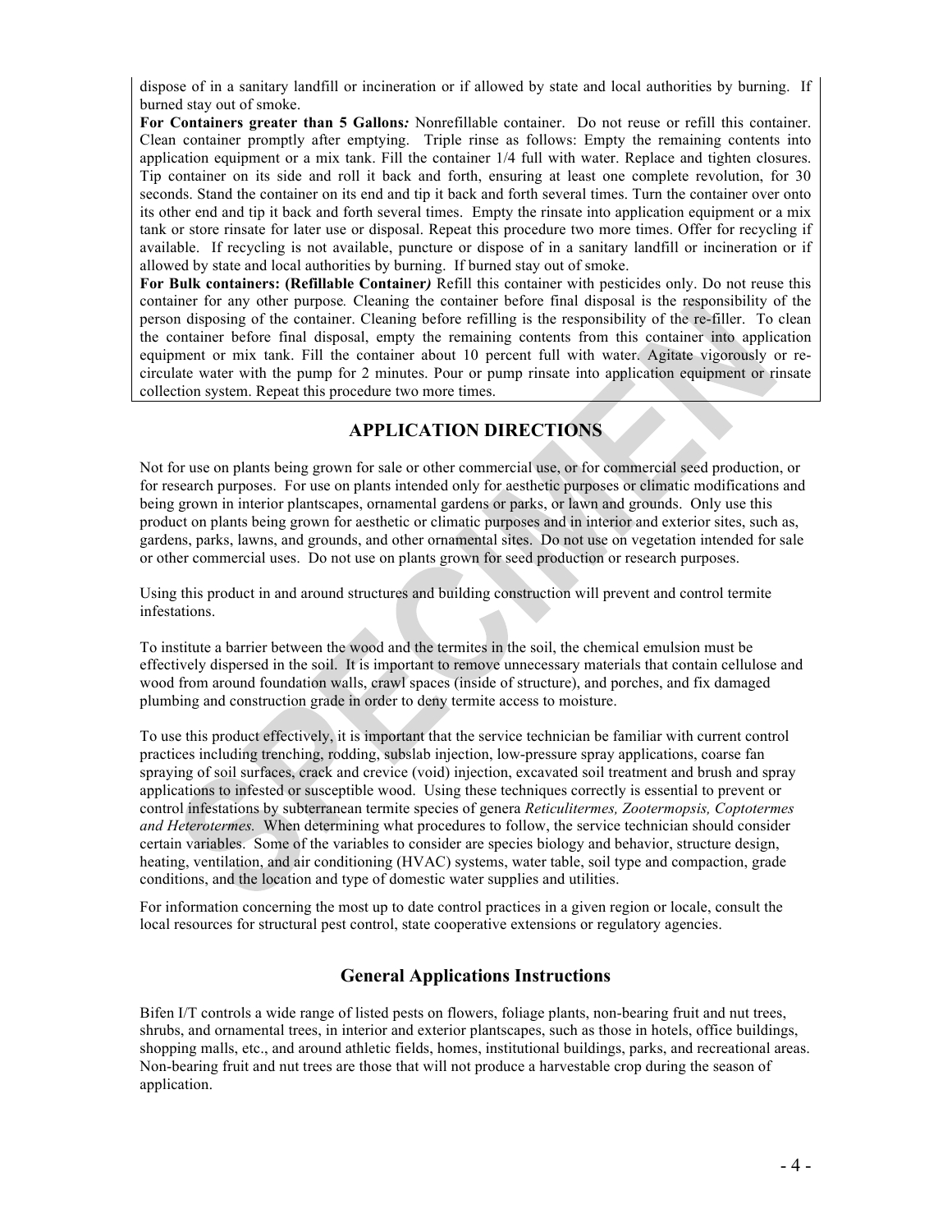dispose of in a sanitary landfill or incineration or if allowed by state and local authorities by burning. If burned stay out of smoke.

**For Containers greater than 5 Gallons***:* Nonrefillable container. Do not reuse or refill this container. Clean container promptly after emptying. Triple rinse as follows: Empty the remaining contents into application equipment or a mix tank. Fill the container 1/4 full with water. Replace and tighten closures. Tip container on its side and roll it back and forth, ensuring at least one complete revolution, for 30 seconds. Stand the container on its end and tip it back and forth several times. Turn the container over onto its other end and tip it back and forth several times. Empty the rinsate into application equipment or a mix tank or store rinsate for later use or disposal. Repeat this procedure two more times. Offer for recycling if available. If recycling is not available, puncture or dispose of in a sanitary landfill or incineration or if allowed by state and local authorities by burning. If burned stay out of smoke.

**For Bulk containers: (Refillable Container***)* Refill this container with pesticides only. Do not reuse this container for any other purpose*.* Cleaning the container before final disposal is the responsibility of the person disposing of the container. Cleaning before refilling is the responsibility of the re-filler. To clean the container before final disposal, empty the remaining contents from this container into application equipment or mix tank. Fill the container about 10 percent full with water. Agitate vigorously or re-circulate water with the pump for 2 minutes. Pour or pump rinsate into application equipment or rinsate collection system. Repeat this procedure two more times.

## APPLICATION DIRECTIONS

Not for use on plants being grown for sale or other commercial use, or for commercial seed production, or for research purposes. For use on plants intended only for aesthetic purposes or climatic modifications and being grown in interior plantscapes, ornamental gardens or parks, or lawn and grounds. Only use this product on plants being grown for aesthetic or climatic purposes and in interior and exterior sites, such as, gardens, parks, lawns, and grounds, and other ornamental sites. Do not use on vegetation intended for sale or other commercial uses. Do not use on plants grown for seed production or research purposes.

Using this product in and around structures and building construction will prevent and control termite infestations.

To institute a barrier between the wood and the termites in the soil, the chemical emulsion must be effectively dispersed in the soil. It is important to remove unnecessary materials that contain cellulose and wood from around foundation walls, crawl spaces (inside of structure), and porches, and fix damaged plumbing and construction grade in order to deny termite access to moisture.

To use this product effectively, it is important that the service technician be familiar with current control practices including trenching, rodding, subslab injection, low-pressure spray applications, coarse fan spraying of soil surfaces, crack and crevice (void) injection, excavated soil treatment and brush and spray applications to infested or susceptible wood. Using these techniques correctly is essential to prevent or control infestations by subterranean termite species of genera *Reticulitermes, Zootermopsis, Coptotermes and Heterotermes.* When determining what procedures to follow, the service technician should consider certain variables. Some of the variables to consider are species biology and behavior, structure design, heating, ventilation, and air conditioning (HVAC) systems, water table, soil type and compaction, grade conditions, and the location and type of domestic water supplies and utilities.

For information concerning the most up to date control practices in a given region or locale, consult the local resources for structural pest control, state cooperative extensions or regulatory agencies.

### General Applications Instructions

Bifen I/T controls a wide range of listed pests on flowers, foliage plants, non-bearing fruit and nut trees, shrubs, and ornamental trees, in interior and exterior plantscapes, such as those in hotels, office buildings, shopping malls, etc., and around athletic fields, homes, institutional buildings, parks, and recreational areas. Non-bearing fruit and nut trees are those that will not produce a harvestable crop during the season of application.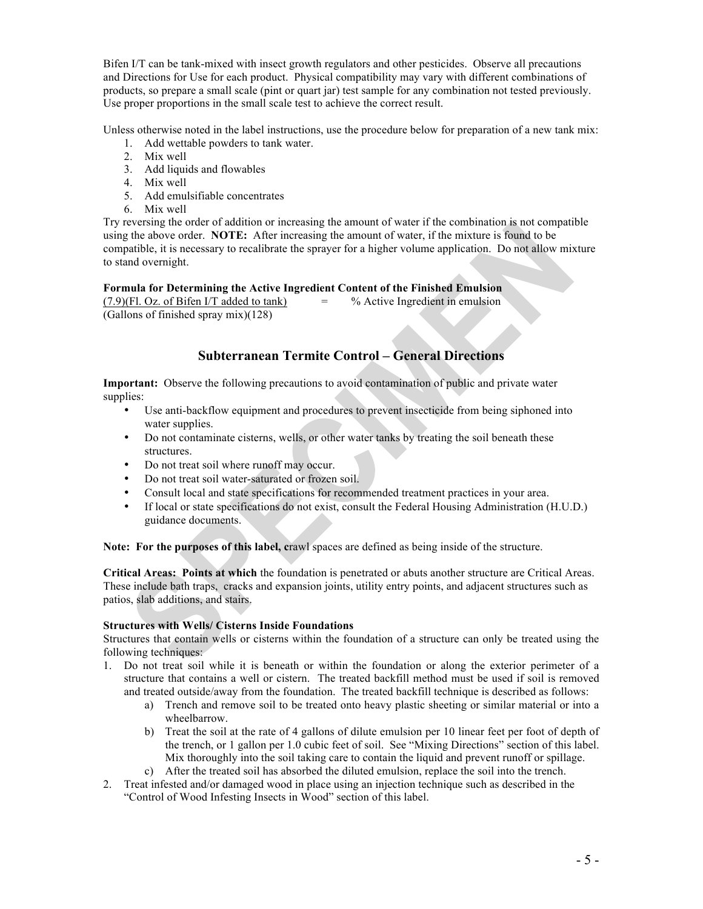Bifen I/T can be tank-mixed with insect growth regulators and other pesticides. Observe all precautions and Directions for Use for each product. Physical compatibility may vary with different combinations of products, so prepare a small scale (pint or quart jar) test sample for any combination not tested previously. Use proper proportions in the small scale test to achieve the correct result.

Unless otherwise noted in the label instructions, use the procedure below for preparation of a new tank mix:

1. Add wettable powders to tank water.
2. Mix well
3. Add liquids and flowables
4. Mix well
5. Add emulsifiable concentrates
6. Mix well

Try reversing the order of addition or increasing the amount of water if the combination is not compatible using the above order. **NOTE:** After increasing the amount of water, if the mixture is found to be compatible, it is necessary to recalibrate the sprayer for a higher volume application. Do not allow mixture to stand overnight.

**Formula for Determining the Active Ingredient Content of the Finished Emulsion**

$$\frac{(7.9)(\text{Fl. Oz. of Bifen I/T added to tank})}{(\text{Gallons of finished spray mix})(128)} = \text{\% Active Ingredient in emulsion}$$

## Subterranean Termite Control – General Directions

**Important:** Observe the following precautions to avoid contamination of public and private water supplies:

- Use anti-backflow equipment and procedures to prevent insecticide from being siphoned into water supplies.
- Do not contaminate cisterns, wells, or other water tanks by treating the soil beneath these structures.
- Do not treat soil where runoff may occur.
- Do not treat soil water-saturated or frozen soil.
- Consult local and state specifications for recommended treatment practices in your area.
- If local or state specifications do not exist, consult the Federal Housing Administration (H.U.D.) guidance documents.

**Note: For the purposes of this label, c**rawl spaces are defined as being inside of the structure.

**Critical Areas: Points at which** the foundation is penetrated or abuts another structure are Critical Areas. These include bath traps, cracks and expansion joints, utility entry points, and adjacent structures such as patios, slab additions, and stairs.

**Structures with Wells/ Cisterns Inside Foundations**

Structures that contain wells or cisterns within the foundation of a structure can only be treated using the following techniques:

1. Do not treat soil while it is beneath or within the foundation or along the exterior perimeter of a structure that contains a well or cistern. The treated backfill method must be used if soil is removed and treated outside/away from the foundation. The treated backfill technique is described as follows:
   a) Trench and remove soil to be treated onto heavy plastic sheeting or similar material or into a wheelbarrow.
   b) Treat the soil at the rate of 4 gallons of dilute emulsion per 10 linear feet per foot of depth of the trench, or 1 gallon per 1.0 cubic feet of soil. See "Mixing Directions" section of this label. Mix thoroughly into the soil taking care to contain the liquid and prevent runoff or spillage.
   c) After the treated soil has absorbed the diluted emulsion, replace the soil into the trench.
2. Treat infested and/or damaged wood in place using an injection technique such as described in the "Control of Wood Infesting Insects in Wood" section of this label.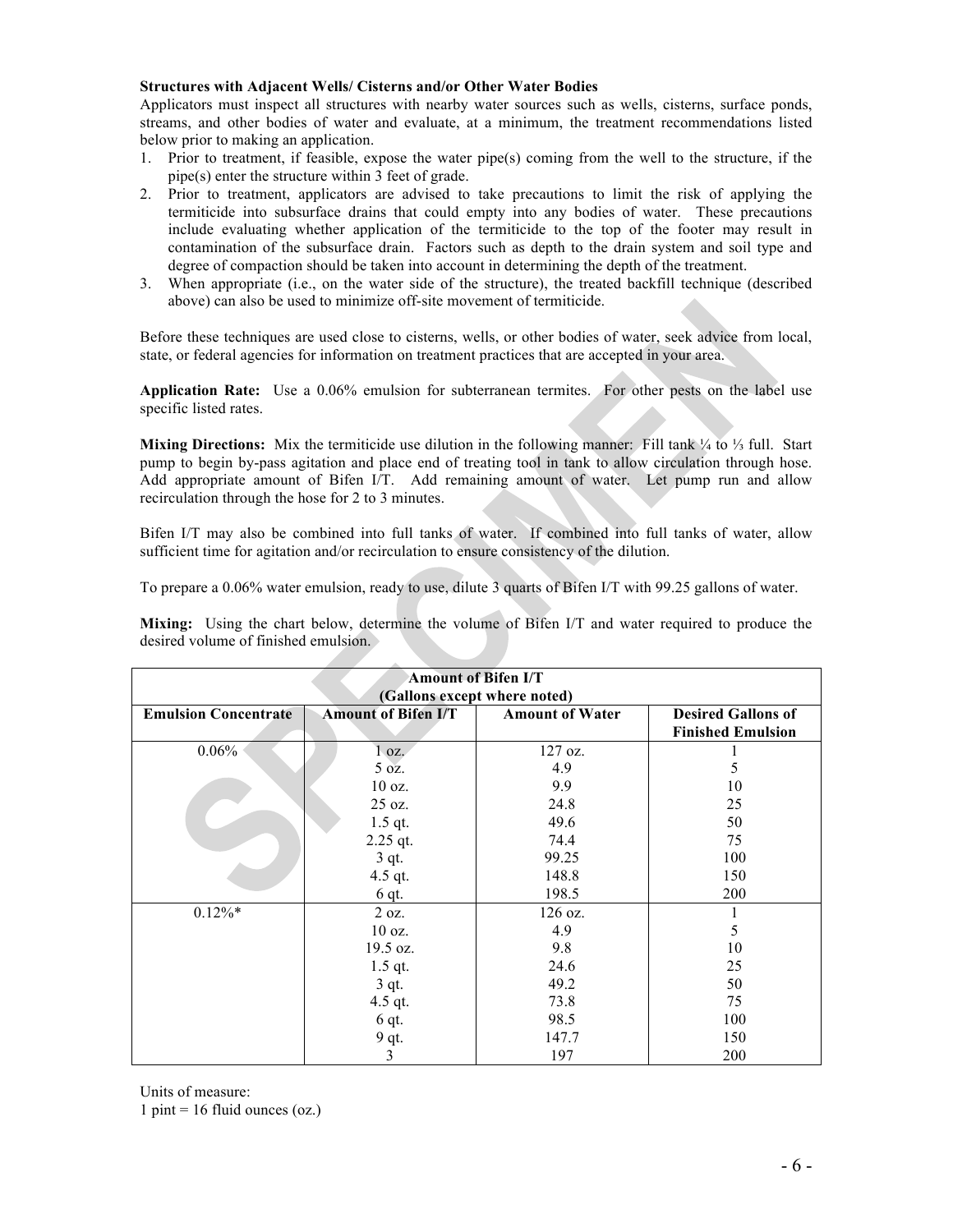**Structures with Adjacent Wells/ Cisterns and/or Other Water Bodies**
Applicators must inspect all structures with nearby water sources such as wells, cisterns, surface ponds, streams, and other bodies of water and evaluate, at a minimum, the treatment recommendations listed below prior to making an application.

1. Prior to treatment, if feasible, expose the water pipe(s) coming from the well to the structure, if the pipe(s) enter the structure within 3 feet of grade.
2. Prior to treatment, applicators are advised to take precautions to limit the risk of applying the termiticide into subsurface drains that could empty into any bodies of water. These precautions include evaluating whether application of the termiticide to the top of the footer may result in contamination of the subsurface drain. Factors such as depth to the drain system and soil type and degree of compaction should be taken into account in determining the depth of the treatment.
3. When appropriate (i.e., on the water side of the structure), the treated backfill technique (described above) can also be used to minimize off-site movement of termiticide.

Before these techniques are used close to cisterns, wells, or other bodies of water, seek advice from local, state, or federal agencies for information on treatment practices that are accepted in your area.

**Application Rate:** Use a 0.06% emulsion for subterranean termites. For other pests on the label use specific listed rates.

**Mixing Directions:** Mix the termiticide use dilution in the following manner: Fill tank ¼ to ⅓ full. Start pump to begin by-pass agitation and place end of treating tool in tank to allow circulation through hose. Add appropriate amount of Bifen I/T. Add remaining amount of water. Let pump run and allow recirculation through the hose for 2 to 3 minutes.

Bifen I/T may also be combined into full tanks of water. If combined into full tanks of water, allow sufficient time for agitation and/or recirculation to ensure consistency of the dilution.

To prepare a 0.06% water emulsion, ready to use, dilute 3 quarts of Bifen I/T with 99.25 gallons of water.

**Mixing:** Using the chart below, determine the volume of Bifen I/T and water required to produce the desired volume of finished emulsion.

| **Amount of Bifen I/T (Gallons except where noted)** | | | |
|---|---|---|---|
| **Emulsion Concentrate** | **Amount of Bifen I/T** | **Amount of Water** | **Desired Gallons of Finished Emulsion** |
| 0.06% | 1 oz. | 127 oz. | 1 |
| | 5 oz. | 4.9 | 5 |
| | 10 oz. | 9.9 | 10 |
| | 25 oz. | 24.8 | 25 |
| | 1.5 qt. | 49.6 | 50 |
| | 2.25 qt. | 74.4 | 75 |
| | 3 qt. | 99.25 | 100 |
| | 4.5 qt. | 148.8 | 150 |
| | 6 qt. | 198.5 | 200 |
| 0.12%* | 2 oz. | 126 oz. | 1 |
| | 10 oz. | 4.9 | 5 |
| | 19.5 oz. | 9.8 | 10 |
| | 1.5 qt. | 24.6 | 25 |
| | 3 qt. | 49.2 | 50 |
| | 4.5 qt. | 73.8 | 75 |
| | 6 qt. | 98.5 | 100 |
| | 9 qt. | 147.7 | 150 |
| | 3 | 197 | 200 |

Units of measure:
1 pint = 16 fluid ounces (oz.)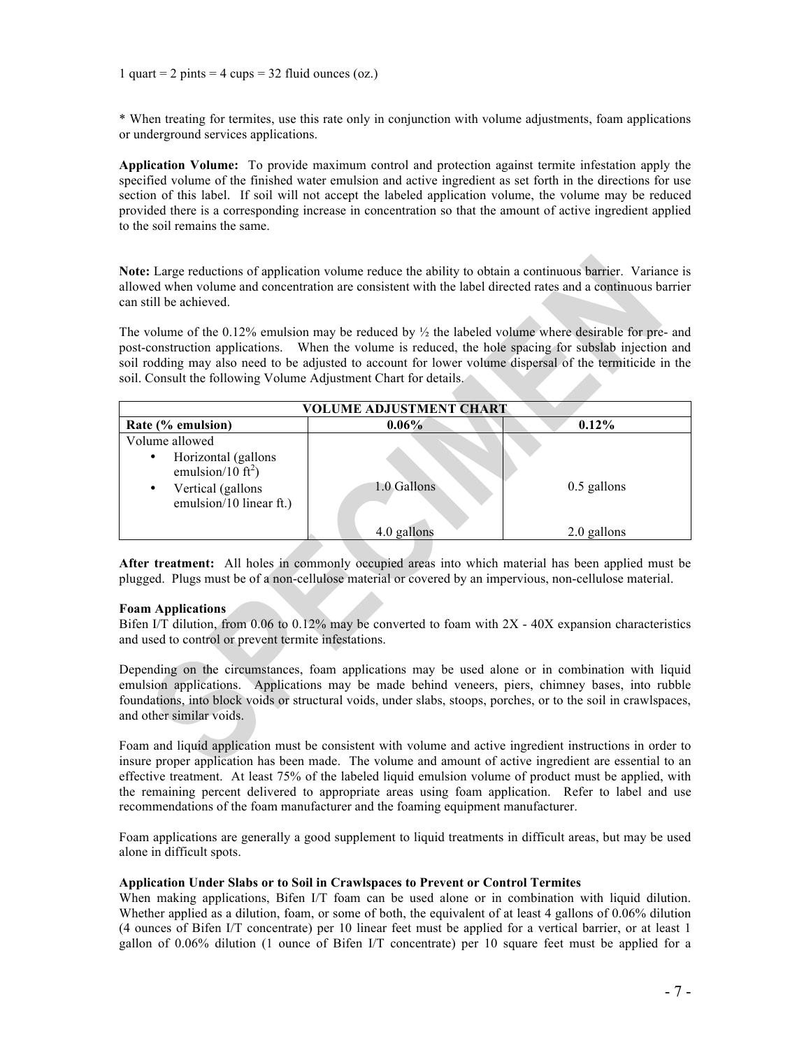1 quart = 2 pints = 4 cups = 32 fluid ounces (oz.)

* When treating for termites, use this rate only in conjunction with volume adjustments, foam applications or underground services applications.

**Application Volume:** To provide maximum control and protection against termite infestation apply the specified volume of the finished water emulsion and active ingredient as set forth in the directions for use section of this label. If soil will not accept the labeled application volume, the volume may be reduced provided there is a corresponding increase in concentration so that the amount of active ingredient applied to the soil remains the same.

**Note:** Large reductions of application volume reduce the ability to obtain a continuous barrier. Variance is allowed when volume and concentration are consistent with the label directed rates and a continuous barrier can still be achieved.

The volume of the 0.12% emulsion may be reduced by ½ the labeled volume where desirable for pre- and post-construction applications. When the volume is reduced, the hole spacing for subslab injection and soil rodding may also need to be adjusted to account for lower volume dispersal of the termiticide in the soil. Consult the following Volume Adjustment Chart for details.

| VOLUME ADJUSTMENT CHART | | |
|---|---|---|
| **Rate (% emulsion)** | **0.06%** | **0.12%** |
| Volume allowed | | |
| • Horizontal (gallons emulsion/10 $ft^2$) | 1.0 Gallons | 0.5 gallons |
| • Vertical (gallons emulsion/10 linear ft.) | 4.0 gallons | 2.0 gallons |

**After treatment:** All holes in commonly occupied areas into which material has been applied must be plugged. Plugs must be of a non-cellulose material or covered by an impervious, non-cellulose material.

**Foam Applications**

Bifen I/T dilution, from 0.06 to 0.12% may be converted to foam with 2X - 40X expansion characteristics and used to control or prevent termite infestations.

Depending on the circumstances, foam applications may be used alone or in combination with liquid emulsion applications. Applications may be made behind veneers, piers, chimney bases, into rubble foundations, into block voids or structural voids, under slabs, stoops, porches, or to the soil in crawlspaces, and other similar voids.

Foam and liquid application must be consistent with volume and active ingredient instructions in order to insure proper application has been made. The volume and amount of active ingredient are essential to an effective treatment. At least 75% of the labeled liquid emulsion volume of product must be applied, with the remaining percent delivered to appropriate areas using foam application. Refer to label and use recommendations of the foam manufacturer and the foaming equipment manufacturer.

Foam applications are generally a good supplement to liquid treatments in difficult areas, but may be used alone in difficult spots.

**Application Under Slabs or to Soil in Crawlspaces to Prevent or Control Termites**

When making applications, Bifen I/T foam can be used alone or in combination with liquid dilution. Whether applied as a dilution, foam, or some of both, the equivalent of at least 4 gallons of 0.06% dilution (4 ounces of Bifen I/T concentrate) per 10 linear feet must be applied for a vertical barrier, or at least 1 gallon of 0.06% dilution (1 ounce of Bifen I/T concentrate) per 10 square feet must be applied for a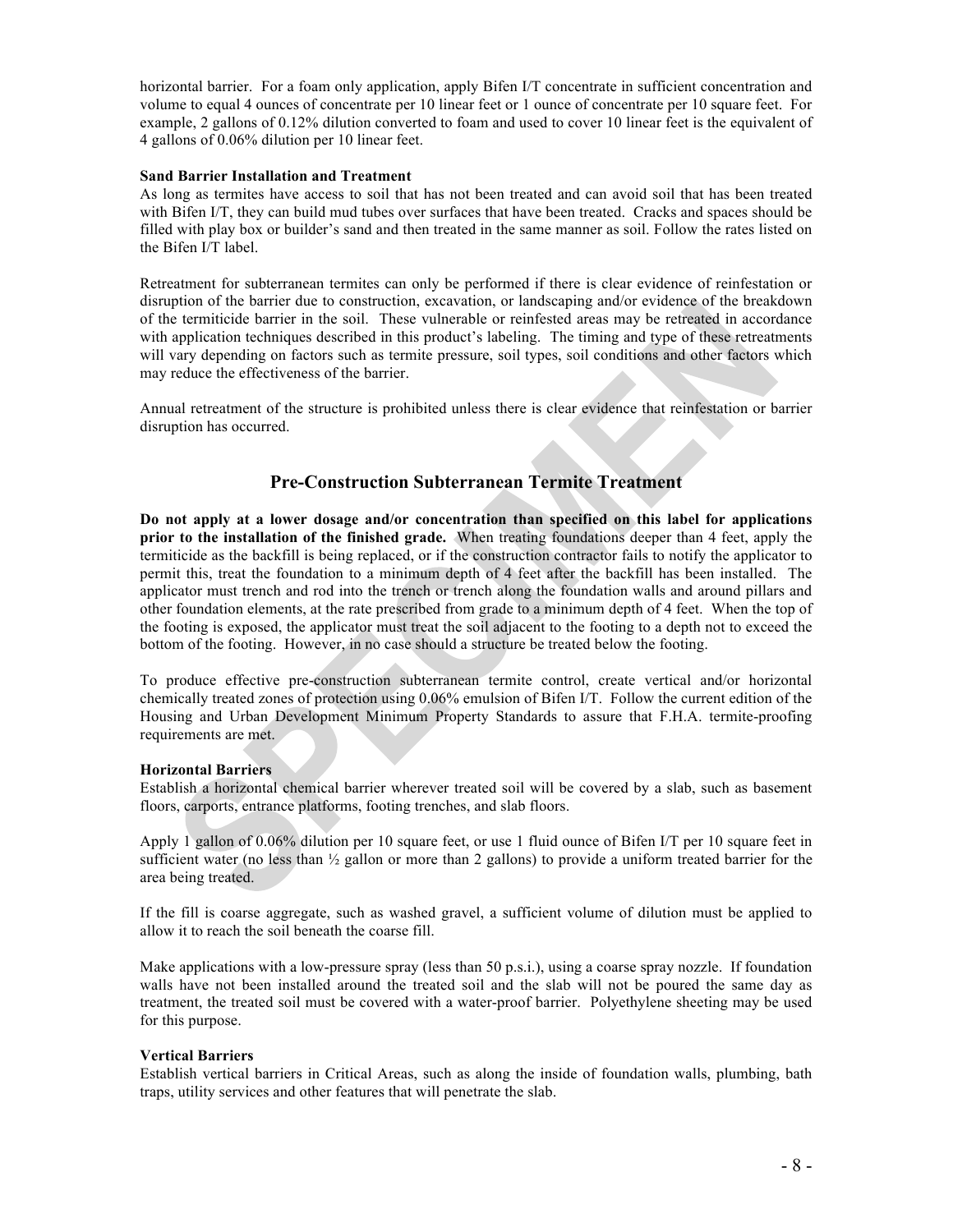horizontal barrier. For a foam only application, apply Bifen I/T concentrate in sufficient concentration and volume to equal 4 ounces of concentrate per 10 linear feet or 1 ounce of concentrate per 10 square feet. For example, 2 gallons of 0.12% dilution converted to foam and used to cover 10 linear feet is the equivalent of 4 gallons of 0.06% dilution per 10 linear feet.

**Sand Barrier Installation and Treatment**

As long as termites have access to soil that has not been treated and can avoid soil that has been treated with Bifen I/T, they can build mud tubes over surfaces that have been treated. Cracks and spaces should be filled with play box or builder's sand and then treated in the same manner as soil. Follow the rates listed on the Bifen I/T label.

Retreatment for subterranean termites can only be performed if there is clear evidence of reinfestation or disruption of the barrier due to construction, excavation, or landscaping and/or evidence of the breakdown of the termiticide barrier in the soil. These vulnerable or reinfested areas may be retreated in accordance with application techniques described in this product's labeling. The timing and type of these retreatments will vary depending on factors such as termite pressure, soil types, soil conditions and other factors which may reduce the effectiveness of the barrier.

Annual retreatment of the structure is prohibited unless there is clear evidence that reinfestation or barrier disruption has occurred.

## Pre-Construction Subterranean Termite Treatment

**Do not apply at a lower dosage and/or concentration than specified on this label for applications prior to the installation of the finished grade.** When treating foundations deeper than 4 feet, apply the termiticide as the backfill is being replaced, or if the construction contractor fails to notify the applicator to permit this, treat the foundation to a minimum depth of 4 feet after the backfill has been installed. The applicator must trench and rod into the trench or trench along the foundation walls and around pillars and other foundation elements, at the rate prescribed from grade to a minimum depth of 4 feet. When the top of the footing is exposed, the applicator must treat the soil adjacent to the footing to a depth not to exceed the bottom of the footing. However, in no case should a structure be treated below the footing.

To produce effective pre-construction subterranean termite control, create vertical and/or horizontal chemically treated zones of protection using 0.06% emulsion of Bifen I/T. Follow the current edition of the Housing and Urban Development Minimum Property Standards to assure that F.H.A. termite-proofing requirements are met.

**Horizontal Barriers**

Establish a horizontal chemical barrier wherever treated soil will be covered by a slab, such as basement floors, carports, entrance platforms, footing trenches, and slab floors.

Apply 1 gallon of 0.06% dilution per 10 square feet, or use 1 fluid ounce of Bifen I/T per 10 square feet in sufficient water (no less than ½ gallon or more than 2 gallons) to provide a uniform treated barrier for the area being treated.

If the fill is coarse aggregate, such as washed gravel, a sufficient volume of dilution must be applied to allow it to reach the soil beneath the coarse fill.

Make applications with a low-pressure spray (less than 50 p.s.i.), using a coarse spray nozzle. If foundation walls have not been installed around the treated soil and the slab will not be poured the same day as treatment, the treated soil must be covered with a water-proof barrier. Polyethylene sheeting may be used for this purpose.

**Vertical Barriers**

Establish vertical barriers in Critical Areas, such as along the inside of foundation walls, plumbing, bath traps, utility services and other features that will penetrate the slab.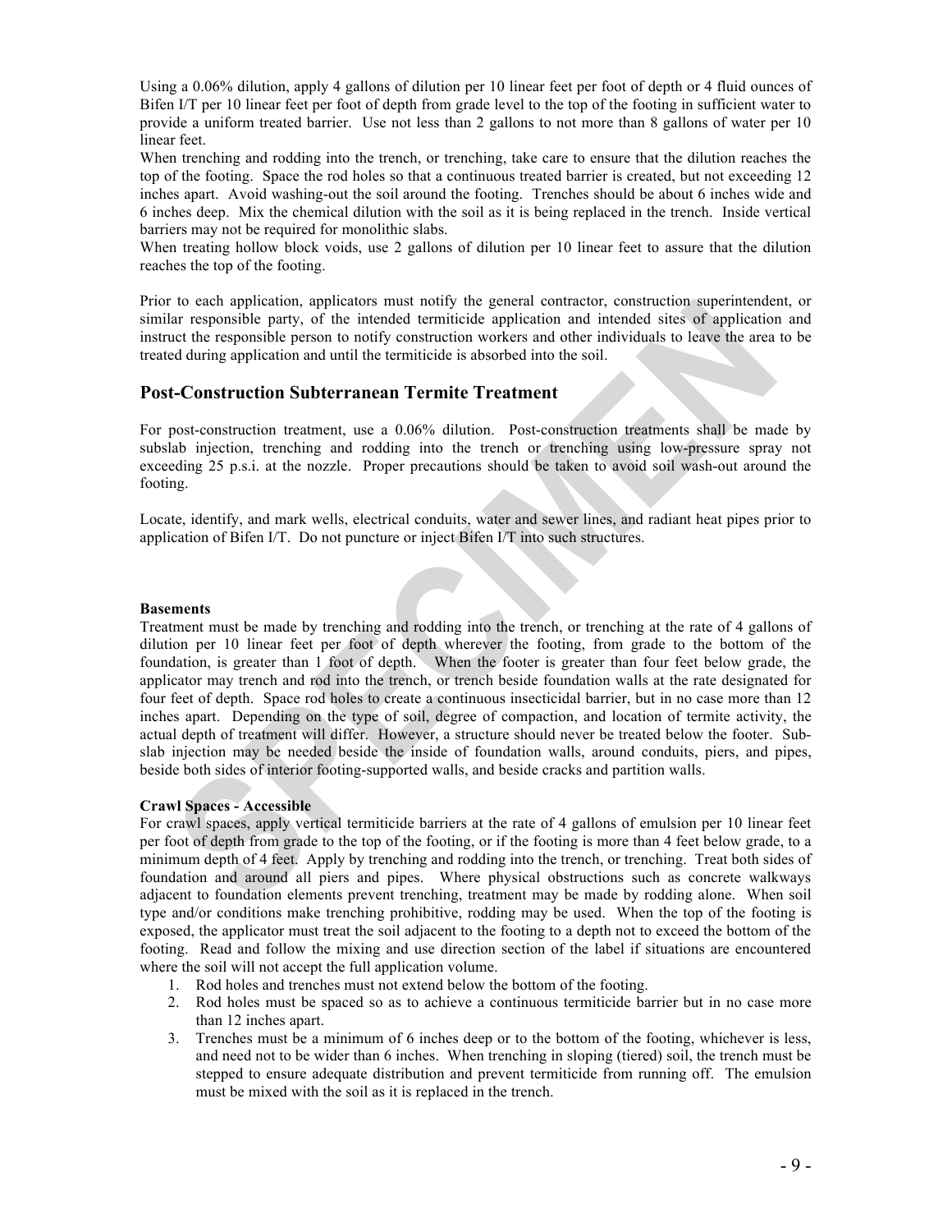Using a 0.06% dilution, apply 4 gallons of dilution per 10 linear feet per foot of depth or 4 fluid ounces of Bifen I/T per 10 linear feet per foot of depth from grade level to the top of the footing in sufficient water to provide a uniform treated barrier. Use not less than 2 gallons to not more than 8 gallons of water per 10 linear feet.

When trenching and rodding into the trench, or trenching, take care to ensure that the dilution reaches the top of the footing. Space the rod holes so that a continuous treated barrier is created, but not exceeding 12 inches apart. Avoid washing-out the soil around the footing. Trenches should be about 6 inches wide and 6 inches deep. Mix the chemical dilution with the soil as it is being replaced in the trench. Inside vertical barriers may not be required for monolithic slabs.

When treating hollow block voids, use 2 gallons of dilution per 10 linear feet to assure that the dilution reaches the top of the footing.

Prior to each application, applicators must notify the general contractor, construction superintendent, or similar responsible party, of the intended termiticide application and intended sites of application and instruct the responsible person to notify construction workers and other individuals to leave the area to be treated during application and until the termiticide is absorbed into the soil.

## Post-Construction Subterranean Termite Treatment

For post-construction treatment, use a 0.06% dilution. Post-construction treatments shall be made by subslab injection, trenching and rodding into the trench or trenching using low-pressure spray not exceeding 25 p.s.i. at the nozzle. Proper precautions should be taken to avoid soil wash-out around the footing.

Locate, identify, and mark wells, electrical conduits, water and sewer lines, and radiant heat pipes prior to application of Bifen I/T. Do not puncture or inject Bifen I/T into such structures.

**Basements**

Treatment must be made by trenching and rodding into the trench, or trenching at the rate of 4 gallons of dilution per 10 linear feet per foot of depth wherever the footing, from grade to the bottom of the foundation, is greater than 1 foot of depth. When the footer is greater than four feet below grade, the applicator may trench and rod into the trench, or trench beside foundation walls at the rate designated for four feet of depth. Space rod holes to create a continuous insecticidal barrier, but in no case more than 12 inches apart. Depending on the type of soil, degree of compaction, and location of termite activity, the actual depth of treatment will differ. However, a structure should never be treated below the footer. Sub-slab injection may be needed beside the inside of foundation walls, around conduits, piers, and pipes, beside both sides of interior footing-supported walls, and beside cracks and partition walls.

**Crawl Spaces - Accessible**

For crawl spaces, apply vertical termiticide barriers at the rate of 4 gallons of emulsion per 10 linear feet per foot of depth from grade to the top of the footing, or if the footing is more than 4 feet below grade, to a minimum depth of 4 feet. Apply by trenching and rodding into the trench, or trenching. Treat both sides of foundation and around all piers and pipes. Where physical obstructions such as concrete walkways adjacent to foundation elements prevent trenching, treatment may be made by rodding alone. When soil type and/or conditions make trenching prohibitive, rodding may be used. When the top of the footing is exposed, the applicator must treat the soil adjacent to the footing to a depth not to exceed the bottom of the footing. Read and follow the mixing and use direction section of the label if situations are encountered where the soil will not accept the full application volume.

1. Rod holes and trenches must not extend below the bottom of the footing.
2. Rod holes must be spaced so as to achieve a continuous termiticide barrier but in no case more than 12 inches apart.
3. Trenches must be a minimum of 6 inches deep or to the bottom of the footing, whichever is less, and need not to be wider than 6 inches. When trenching in sloping (tiered) soil, the trench must be stepped to ensure adequate distribution and prevent termiticide from running off. The emulsion must be mixed with the soil as it is replaced in the trench.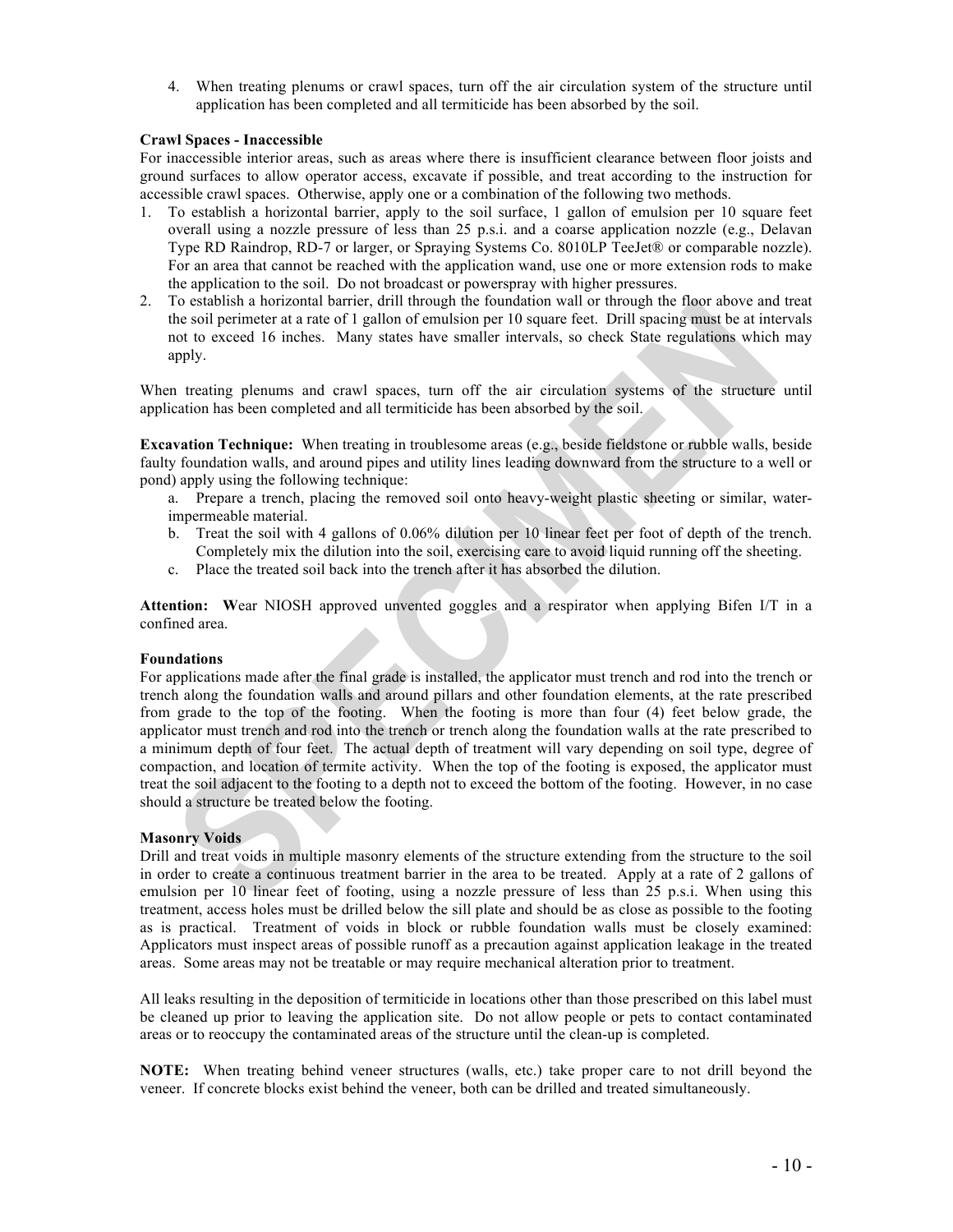4. When treating plenums or crawl spaces, turn off the air circulation system of the structure until application has been completed and all termiticide has been absorbed by the soil.

**Crawl Spaces - Inaccessible**

For inaccessible interior areas, such as areas where there is insufficient clearance between floor joists and ground surfaces to allow operator access, excavate if possible, and treat according to the instruction for accessible crawl spaces. Otherwise, apply one or a combination of the following two methods.

1. To establish a horizontal barrier, apply to the soil surface, 1 gallon of emulsion per 10 square feet overall using a nozzle pressure of less than 25 p.s.i. and a coarse application nozzle (e.g., Delavan Type RD Raindrop, RD-7 or larger, or Spraying Systems Co. 8010LP TeeJet® or comparable nozzle). For an area that cannot be reached with the application wand, use one or more extension rods to make the application to the soil. Do not broadcast or powerspray with higher pressures.
2. To establish a horizontal barrier, drill through the foundation wall or through the floor above and treat the soil perimeter at a rate of 1 gallon of emulsion per 10 square feet. Drill spacing must be at intervals not to exceed 16 inches. Many states have smaller intervals, so check State regulations which may apply.

When treating plenums and crawl spaces, turn off the air circulation systems of the structure until application has been completed and all termiticide has been absorbed by the soil.

**Excavation Technique:** When treating in troublesome areas (e.g., beside fieldstone or rubble walls, beside faulty foundation walls, and around pipes and utility lines leading downward from the structure to a well or pond) apply using the following technique:

a. Prepare a trench, placing the removed soil onto heavy-weight plastic sheeting or similar, water-impermeable material.
b. Treat the soil with 4 gallons of 0.06% dilution per 10 linear feet per foot of depth of the trench. Completely mix the dilution into the soil, exercising care to avoid liquid running off the sheeting.
c. Place the treated soil back into the trench after it has absorbed the dilution.

**Attention:** **W**ear NIOSH approved unvented goggles and a respirator when applying Bifen I/T in a confined area.

**Foundations**

For applications made after the final grade is installed, the applicator must trench and rod into the trench or trench along the foundation walls and around pillars and other foundation elements, at the rate prescribed from grade to the top of the footing. When the footing is more than four (4) feet below grade, the applicator must trench and rod into the trench or trench along the foundation walls at the rate prescribed to a minimum depth of four feet. The actual depth of treatment will vary depending on soil type, degree of compaction, and location of termite activity. When the top of the footing is exposed, the applicator must treat the soil adjacent to the footing to a depth not to exceed the bottom of the footing. However, in no case should a structure be treated below the footing.

**Masonry Voids**

Drill and treat voids in multiple masonry elements of the structure extending from the structure to the soil in order to create a continuous treatment barrier in the area to be treated. Apply at a rate of 2 gallons of emulsion per 10 linear feet of footing, using a nozzle pressure of less than 25 p.s.i. When using this treatment, access holes must be drilled below the sill plate and should be as close as possible to the footing as is practical. Treatment of voids in block or rubble foundation walls must be closely examined: Applicators must inspect areas of possible runoff as a precaution against application leakage in the treated areas. Some areas may not be treatable or may require mechanical alteration prior to treatment.

All leaks resulting in the deposition of termiticide in locations other than those prescribed on this label must be cleaned up prior to leaving the application site. Do not allow people or pets to contact contaminated areas or to reoccupy the contaminated areas of the structure until the clean-up is completed.

**NOTE:** When treating behind veneer structures (walls, etc.) take proper care to not drill beyond the veneer. If concrete blocks exist behind the veneer, both can be drilled and treated simultaneously.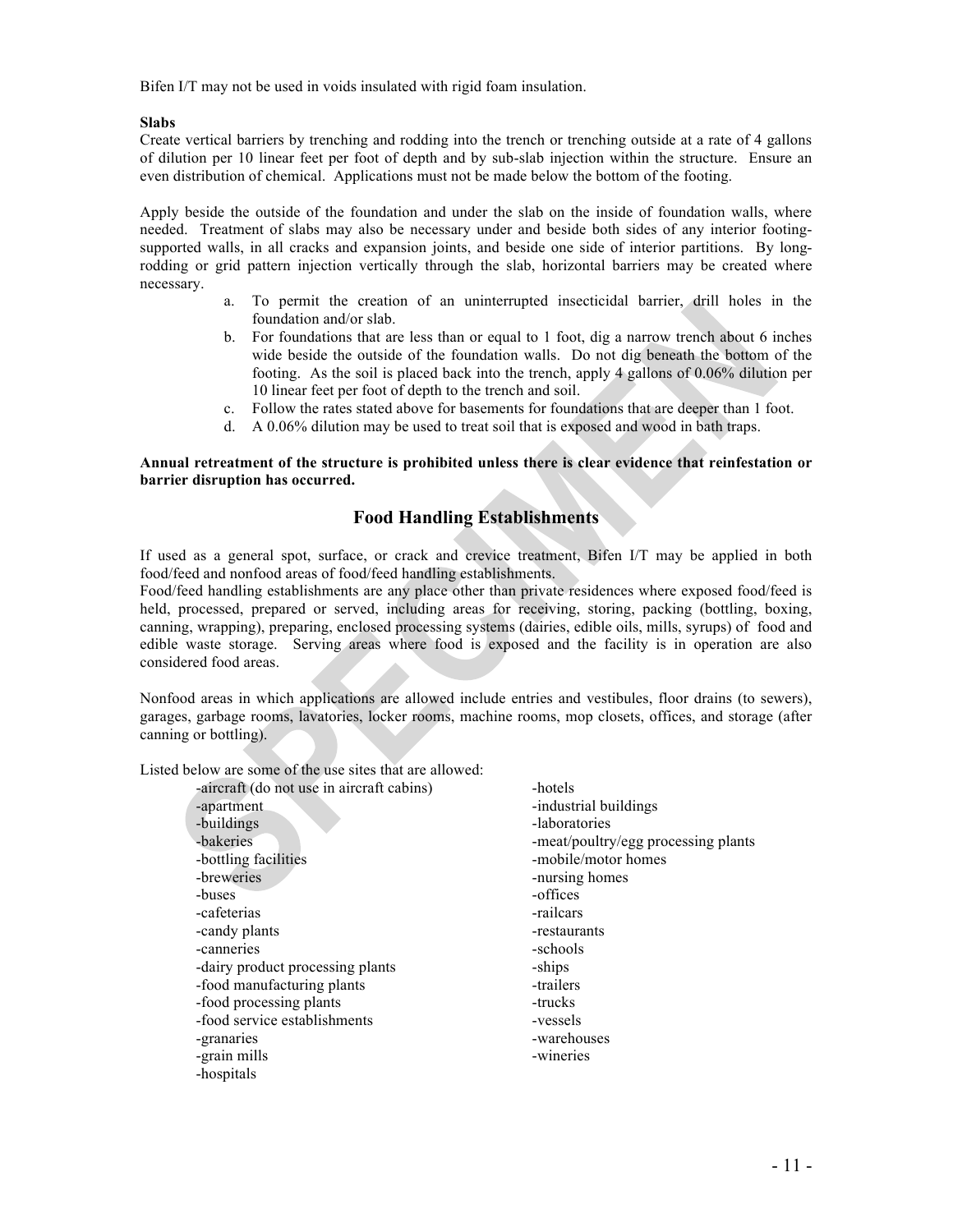Bifen I/T may not be used in voids insulated with rigid foam insulation.

**Slabs**

Create vertical barriers by trenching and rodding into the trench or trenching outside at a rate of 4 gallons of dilution per 10 linear feet per foot of depth and by sub-slab injection within the structure. Ensure an even distribution of chemical. Applications must not be made below the bottom of the footing.

Apply beside the outside of the foundation and under the slab on the inside of foundation walls, where needed. Treatment of slabs may also be necessary under and beside both sides of any interior footing-supported walls, in all cracks and expansion joints, and beside one side of interior partitions. By long-rodding or grid pattern injection vertically through the slab, horizontal barriers may be created where necessary.

a. To permit the creation of an uninterrupted insecticidal barrier, drill holes in the foundation and/or slab.
b. For foundations that are less than or equal to 1 foot, dig a narrow trench about 6 inches wide beside the outside of the foundation walls. Do not dig beneath the bottom of the footing. As the soil is placed back into the trench, apply 4 gallons of 0.06% dilution per 10 linear feet per foot of depth to the trench and soil.
c. Follow the rates stated above for basements for foundations that are deeper than 1 foot.
d. A 0.06% dilution may be used to treat soil that is exposed and wood in bath traps.

**Annual retreatment of the structure is prohibited unless there is clear evidence that reinfestation or barrier disruption has occurred.**

## Food Handling Establishments

If used as a general spot, surface, or crack and crevice treatment, Bifen I/T may be applied in both food/feed and nonfood areas of food/feed handling establishments.

Food/feed handling establishments are any place other than private residences where exposed food/feed is held, processed, prepared or served, including areas for receiving, storing, packing (bottling, boxing, canning, wrapping), preparing, enclosed processing systems (dairies, edible oils, mills, syrups) of food and edible waste storage. Serving areas where food is exposed and the facility is in operation are also considered food areas.

Nonfood areas in which applications are allowed include entries and vestibules, floor drains (to sewers), garages, garbage rooms, lavatories, locker rooms, machine rooms, mop closets, offices, and storage (after canning or bottling).

Listed below are some of the use sites that are allowed:

- -aircraft (do not use in aircraft cabins)
- -apartment
- -buildings
- -bakeries
- -bottling facilities
- -breweries
- -buses
- -cafeterias
- -candy plants
- -canneries
- -dairy product processing plants
- -food manufacturing plants
- -food processing plants
- -food service establishments
- -granaries
- -grain mills
- -hospitals
- -hotels
- -industrial buildings
- -laboratories
- -meat/poultry/egg processing plants
- -mobile/motor homes
- -nursing homes
- -offices
- -railcars
- -restaurants
- -schools
- -ships
- -trailers
- -trucks
- -vessels
- -warehouses
- -wineries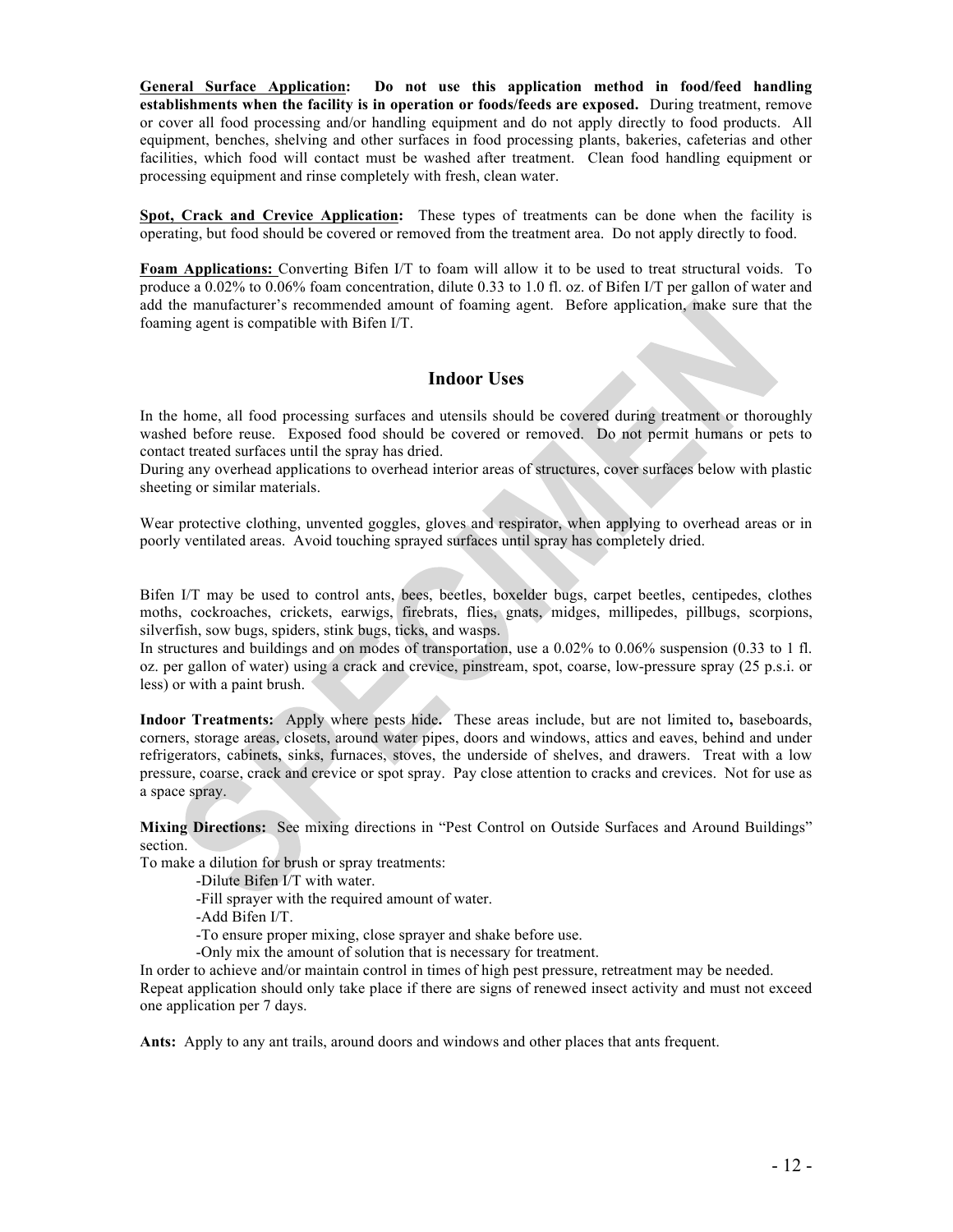**General Surface Application: Do not use this application method in food/feed handling establishments when the facility is in operation or foods/feeds are exposed.** During treatment, remove or cover all food processing and/or handling equipment and do not apply directly to food products. All equipment, benches, shelving and other surfaces in food processing plants, bakeries, cafeterias and other facilities, which food will contact must be washed after treatment. Clean food handling equipment or processing equipment and rinse completely with fresh, clean water.

**Spot, Crack and Crevice Application:** These types of treatments can be done when the facility is operating, but food should be covered or removed from the treatment area. Do not apply directly to food.

**Foam Applications:** Converting Bifen I/T to foam will allow it to be used to treat structural voids. To produce a 0.02% to 0.06% foam concentration, dilute 0.33 to 1.0 fl. oz. of Bifen I/T per gallon of water and add the manufacturer's recommended amount of foaming agent. Before application, make sure that the foaming agent is compatible with Bifen I/T.

## Indoor Uses

In the home, all food processing surfaces and utensils should be covered during treatment or thoroughly washed before reuse. Exposed food should be covered or removed. Do not permit humans or pets to contact treated surfaces until the spray has dried.
During any overhead applications to overhead interior areas of structures, cover surfaces below with plastic sheeting or similar materials.

Wear protective clothing, unvented goggles, gloves and respirator, when applying to overhead areas or in poorly ventilated areas. Avoid touching sprayed surfaces until spray has completely dried.

Bifen I/T may be used to control ants, bees, beetles, boxelder bugs, carpet beetles, centipedes, clothes moths, cockroaches, crickets, earwigs, firebrats, flies, gnats, midges, millipedes, pillbugs, scorpions, silverfish, sow bugs, spiders, stink bugs, ticks, and wasps.
In structures and buildings and on modes of transportation, use a 0.02% to 0.06% suspension (0.33 to 1 fl. oz. per gallon of water) using a crack and crevice, pinstream, spot, coarse, low-pressure spray (25 p.s.i. or less) or with a paint brush.

**Indoor Treatments:** Apply where pests hide**.** These areas include, but are not limited to**,** baseboards, corners, storage areas, closets, around water pipes, doors and windows, attics and eaves, behind and under refrigerators, cabinets, sinks, furnaces, stoves, the underside of shelves, and drawers. Treat with a low pressure, coarse, crack and crevice or spot spray. Pay close attention to cracks and crevices. Not for use as a space spray.

**Mixing Directions:** See mixing directions in "Pest Control on Outside Surfaces and Around Buildings" section.
To make a dilution for brush or spray treatments:

- -Dilute Bifen I/T with water.
- -Fill sprayer with the required amount of water.
- -Add Bifen I/T.
- -To ensure proper mixing, close sprayer and shake before use.
- -Only mix the amount of solution that is necessary for treatment.

In order to achieve and/or maintain control in times of high pest pressure, retreatment may be needed.
Repeat application should only take place if there are signs of renewed insect activity and must not exceed one application per 7 days.

**Ants:** Apply to any ant trails, around doors and windows and other places that ants frequent.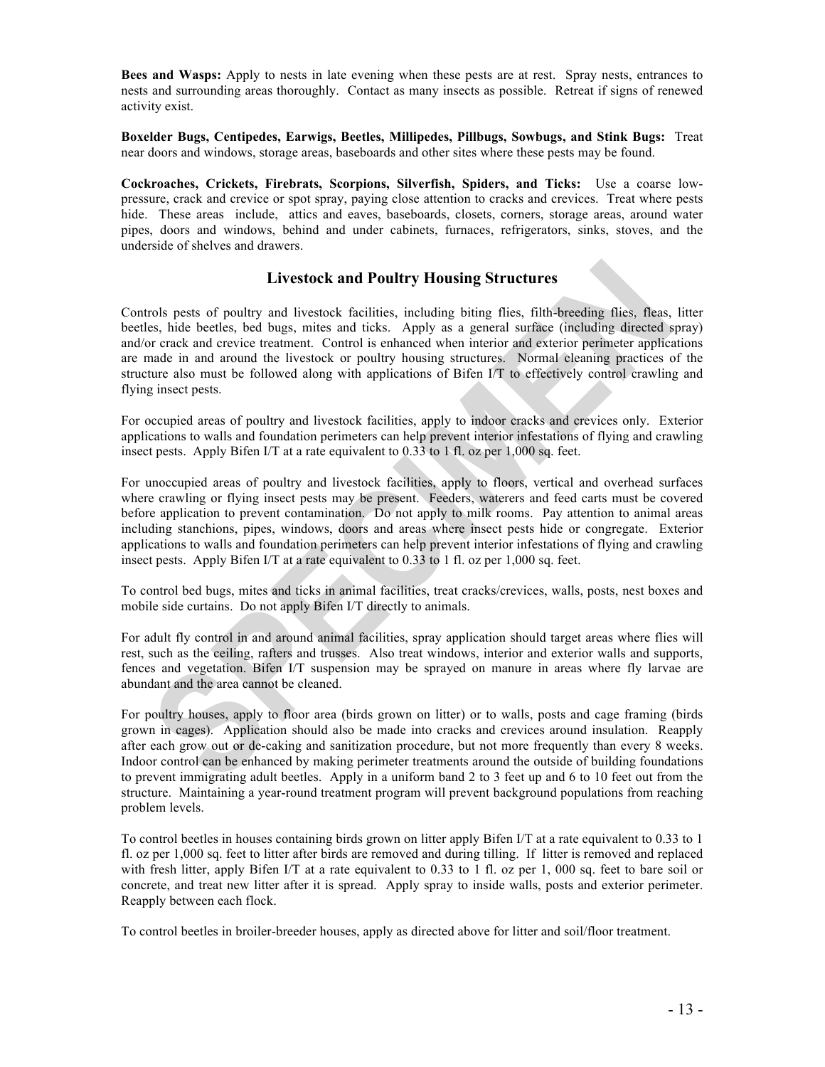**Bees and Wasps:** Apply to nests in late evening when these pests are at rest. Spray nests, entrances to nests and surrounding areas thoroughly. Contact as many insects as possible. Retreat if signs of renewed activity exist.

**Boxelder Bugs, Centipedes, Earwigs, Beetles, Millipedes, Pillbugs, Sowbugs, and Stink Bugs:** Treat near doors and windows, storage areas, baseboards and other sites where these pests may be found.

**Cockroaches, Crickets, Firebrats, Scorpions, Silverfish, Spiders, and Ticks:** Use a coarse low-pressure, crack and crevice or spot spray, paying close attention to cracks and crevices. Treat where pests hide. These areas include, attics and eaves, baseboards, closets, corners, storage areas, around water pipes, doors and windows, behind and under cabinets, furnaces, refrigerators, sinks, stoves, and the underside of shelves and drawers.

## Livestock and Poultry Housing Structures

Controls pests of poultry and livestock facilities, including biting flies, filth-breeding flies, fleas, litter beetles, hide beetles, bed bugs, mites and ticks. Apply as a general surface (including directed spray) and/or crack and crevice treatment. Control is enhanced when interior and exterior perimeter applications are made in and around the livestock or poultry housing structures. Normal cleaning practices of the structure also must be followed along with applications of Bifen I/T to effectively control crawling and flying insect pests.

For occupied areas of poultry and livestock facilities, apply to indoor cracks and crevices only. Exterior applications to walls and foundation perimeters can help prevent interior infestations of flying and crawling insect pests. Apply Bifen I/T at a rate equivalent to 0.33 to 1 fl. oz per 1,000 sq. feet.

For unoccupied areas of poultry and livestock facilities, apply to floors, vertical and overhead surfaces where crawling or flying insect pests may be present. Feeders, waterers and feed carts must be covered before application to prevent contamination. Do not apply to milk rooms. Pay attention to animal areas including stanchions, pipes, windows, doors and areas where insect pests hide or congregate. Exterior applications to walls and foundation perimeters can help prevent interior infestations of flying and crawling insect pests. Apply Bifen I/T at a rate equivalent to 0.33 to 1 fl. oz per 1,000 sq. feet.

To control bed bugs, mites and ticks in animal facilities, treat cracks/crevices, walls, posts, nest boxes and mobile side curtains. Do not apply Bifen I/T directly to animals.

For adult fly control in and around animal facilities, spray application should target areas where flies will rest, such as the ceiling, rafters and trusses. Also treat windows, interior and exterior walls and supports, fences and vegetation. Bifen I/T suspension may be sprayed on manure in areas where fly larvae are abundant and the area cannot be cleaned.

For poultry houses, apply to floor area (birds grown on litter) or to walls, posts and cage framing (birds grown in cages). Application should also be made into cracks and crevices around insulation. Reapply after each grow out or de-caking and sanitization procedure, but not more frequently than every 8 weeks. Indoor control can be enhanced by making perimeter treatments around the outside of building foundations to prevent immigrating adult beetles. Apply in a uniform band 2 to 3 feet up and 6 to 10 feet out from the structure. Maintaining a year-round treatment program will prevent background populations from reaching problem levels.

To control beetles in houses containing birds grown on litter apply Bifen I/T at a rate equivalent to 0.33 to 1 fl. oz per 1,000 sq. feet to litter after birds are removed and during tilling. If litter is removed and replaced with fresh litter, apply Bifen I/T at a rate equivalent to 0.33 to 1 fl. oz per 1, 000 sq. feet to bare soil or concrete, and treat new litter after it is spread. Apply spray to inside walls, posts and exterior perimeter. Reapply between each flock.

To control beetles in broiler-breeder houses, apply as directed above for litter and soil/floor treatment.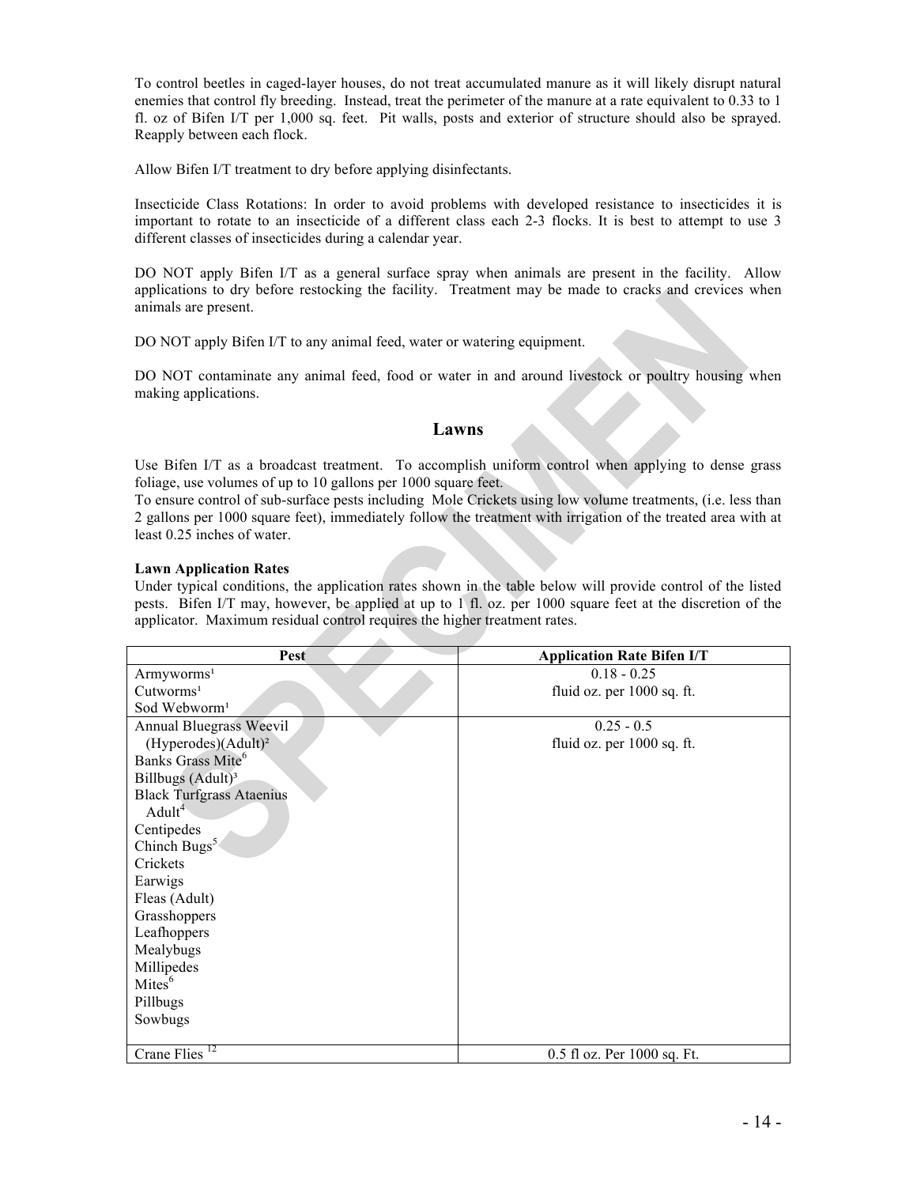To control beetles in caged-layer houses, do not treat accumulated manure as it will likely disrupt natural enemies that control fly breeding. Instead, treat the perimeter of the manure at a rate equivalent to 0.33 to 1 fl. oz of Bifen I/T per 1,000 sq. feet. Pit walls, posts and exterior of structure should also be sprayed. Reapply between each flock.

Allow Bifen I/T treatment to dry before applying disinfectants.

Insecticide Class Rotations: In order to avoid problems with developed resistance to insecticides it is important to rotate to an insecticide of a different class each 2-3 flocks. It is best to attempt to use 3 different classes of insecticides during a calendar year.

DO NOT apply Bifen I/T as a general surface spray when animals are present in the facility. Allow applications to dry before restocking the facility. Treatment may be made to cracks and crevices when animals are present.

DO NOT apply Bifen I/T to any animal feed, water or watering equipment.

DO NOT contaminate any animal feed, food or water in and around livestock or poultry housing when making applications.

## Lawns

Use Bifen I/T as a broadcast treatment. To accomplish uniform control when applying to dense grass foliage, use volumes of up to 10 gallons per 1000 square feet.
To ensure control of sub-surface pests including Mole Crickets using low volume treatments, (i.e. less than 2 gallons per 1000 square feet), immediately follow the treatment with irrigation of the treated area with at least 0.25 inches of water.

**Lawn Application Rates**
Under typical conditions, the application rates shown in the table below will provide control of the listed pests. Bifen I/T may, however, be applied at up to 1 fl. oz. per 1000 square feet at the discretion of the applicator. Maximum residual control requires the higher treatment rates.

| Pest | Application Rate Bifen I/T |
|---|---|
| Armyworms[1]<br>Cutworms[1]<br>Sod Webworm[1] | 0.18 - 0.25<br>fluid oz. per 1000 sq. ft. |
| Annual Bluegrass Weevil (Hyperodes)(Adult)[2]<br>Banks Grass Mite[6]<br>Billbugs (Adult)[3]<br>Black Turfgrass Ataenius Adult[4]<br>Centipedes<br>Chinch Bugs[5]<br>Crickets<br>Earwigs<br>Fleas (Adult)<br>Grasshoppers<br>Leafhoppers<br>Mealybugs<br>Millipedes<br>Mites[6]<br>Pillbugs<br>Sowbugs | 0.25 - 0.5<br>fluid oz. per 1000 sq. ft. |
| Crane Flies [12] | 0.5 fl oz. Per 1000 sq. Ft. |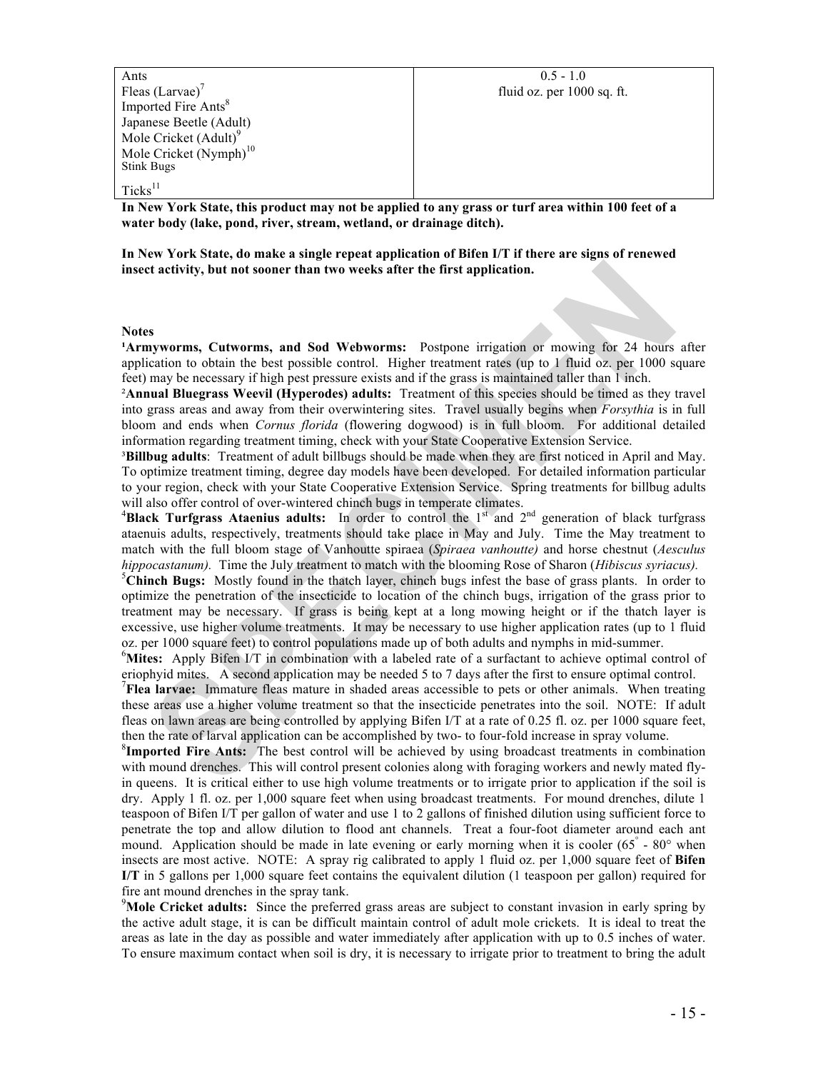| | |
|---|---|
| Ants<br>Fleas (Larvae)[7]<br>Imported Fire Ants[8]<br>Japanese Beetle (Adult)<br>Mole Cricket (Adult)[9]<br>Mole Cricket (Nymph)[10]<br>Stink Bugs<br>Ticks[11] | 0.5 - 1.0<br>fluid oz. per 1000 sq. ft. |

**In New York State, this product may not be applied to any grass or turf area within 100 feet of a water body (lake, pond, river, stream, wetland, or drainage ditch).**

**In New York State, do make a single repeat application of Bifen I/T if there are signs of renewed insect activity, but not sooner than two weeks after the first application.**

**Notes**

[1]**Armyworms, Cutworms, and Sod Webworms:** Postpone irrigation or mowing for 24 hours after application to obtain the best possible control. Higher treatment rates (up to 1 fluid oz. per 1000 square feet) may be necessary if high pest pressure exists and if the grass is maintained taller than 1 inch.

[2]**Annual Bluegrass Weevil (Hyperodes) adults:** Treatment of this species should be timed as they travel into grass areas and away from their overwintering sites. Travel usually begins when *Forsythia* is in full bloom and ends when *Cornus florida* (flowering dogwood) is in full bloom. For additional detailed information regarding treatment timing, check with your State Cooperative Extension Service.

[3]**Billbug adults**: Treatment of adult billbugs should be made when they are first noticed in April and May. To optimize treatment timing, degree day models have been developed. For detailed information particular to your region, check with your State Cooperative Extension Service. Spring treatments for billbug adults will also offer control of over-wintered chinch bugs in temperate climates.

[4]**Black Turfgrass Ataenius adults:** In order to control the 1st and 2nd generation of black turfgrass ataenuis adults, respectively, treatments should take place in May and July. Time the May treatment to match with the full bloom stage of Vanhoutte spiraea (*Spiraea vanhoutte)* and horse chestnut (*Aesculus hippocastanum)*. Time the July treatment to match with the blooming Rose of Sharon (*Hibiscus syriacus).*

[5]**Chinch Bugs:** Mostly found in the thatch layer, chinch bugs infest the base of grass plants. In order to optimize the penetration of the insecticide to location of the chinch bugs, irrigation of the grass prior to treatment may be necessary. If grass is being kept at a long mowing height or if the thatch layer is excessive, use higher volume treatments. It may be necessary to use higher application rates (up to 1 fluid oz. per 1000 square feet) to control populations made up of both adults and nymphs in mid-summer.

[6]**Mites:** Apply Bifen I/T in combination with a labeled rate of a surfactant to achieve optimal control of eriophyid mites. A second application may be needed 5 to 7 days after the first to ensure optimal control.

[7]**Flea larvae:** Immature fleas mature in shaded areas accessible to pets or other animals. When treating these areas use a higher volume treatment so that the insecticide penetrates into the soil. NOTE: If adult fleas on lawn areas are being controlled by applying Bifen I/T at a rate of 0.25 fl. oz. per 1000 square feet, then the rate of larval application can be accomplished by two- to four-fold increase in spray volume.

[8]**Imported Fire Ants:** The best control will be achieved by using broadcast treatments in combination with mound drenches. This will control present colonies along with foraging workers and newly mated fly-in queens. It is critical either to use high volume treatments or to irrigate prior to application if the soil is dry. Apply 1 fl. oz. per 1,000 square feet when using broadcast treatments. For mound drenches, dilute 1 teaspoon of Bifen I/T per gallon of water and use 1 to 2 gallons of finished dilution using sufficient force to penetrate the top and allow dilution to flood ant channels. Treat a four-foot diameter around each ant mound. Application should be made in late evening or early morning when it is cooler (65° - 80° when insects are most active. NOTE: A spray rig calibrated to apply 1 fluid oz. per 1,000 square feet of **Bifen I/T** in 5 gallons per 1,000 square feet contains the equivalent dilution (1 teaspoon per gallon) required for fire ant mound drenches in the spray tank.

[9]**Mole Cricket adults:** Since the preferred grass areas are subject to constant invasion in early spring by the active adult stage, it is can be difficult maintain control of adult mole crickets. It is ideal to treat the areas as late in the day as possible and water immediately after application with up to 0.5 inches of water. To ensure maximum contact when soil is dry, it is necessary to irrigate prior to treatment to bring the adult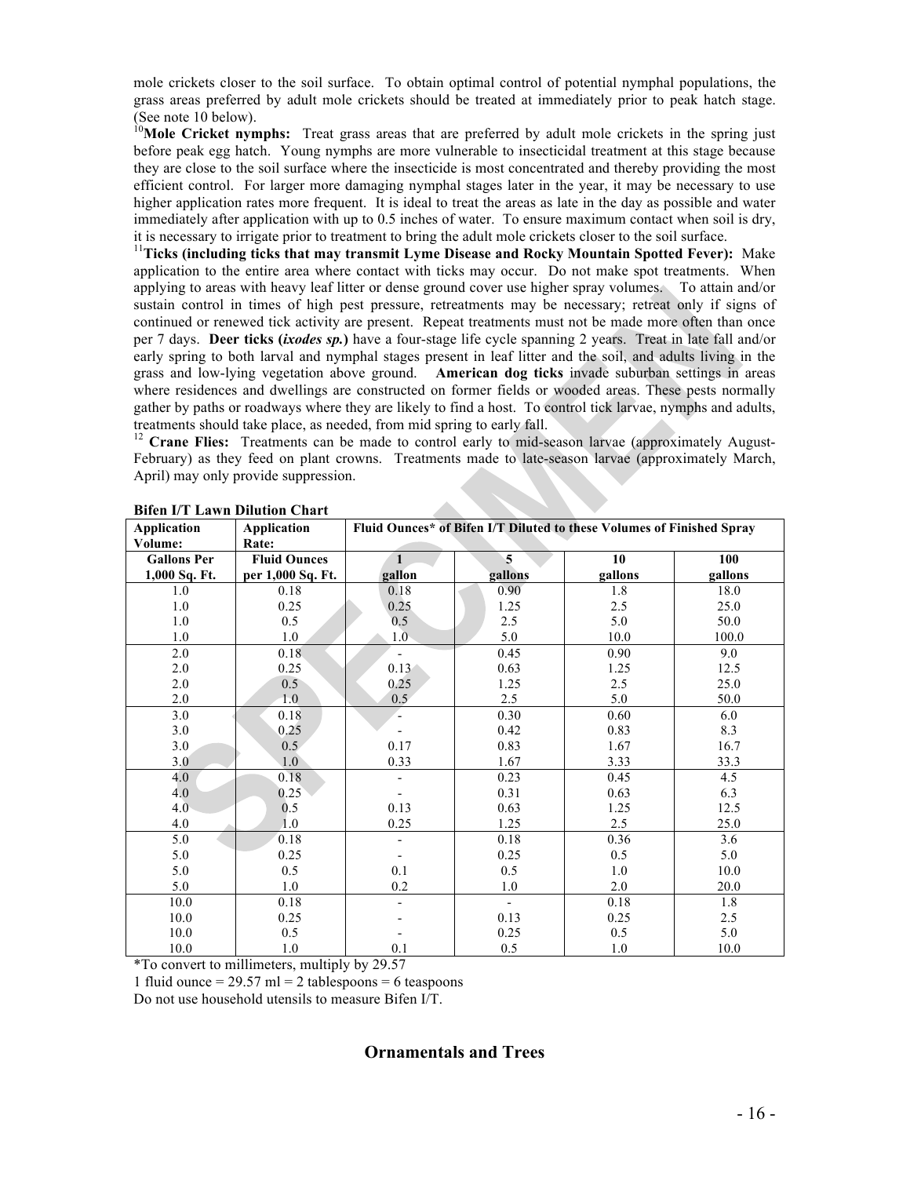mole crickets closer to the soil surface. To obtain optimal control of potential nymphal populations, the grass areas preferred by adult mole crickets should be treated at immediately prior to peak hatch stage. (See note 10 below).

[10]**Mole Cricket nymphs:** Treat grass areas that are preferred by adult mole crickets in the spring just before peak egg hatch. Young nymphs are more vulnerable to insecticidal treatment at this stage because they are close to the soil surface where the insecticide is most concentrated and thereby providing the most efficient control. For larger more damaging nymphal stages later in the year, it may be necessary to use higher application rates more frequent. It is ideal to treat the areas as late in the day as possible and water immediately after application with up to 0.5 inches of water. To ensure maximum contact when soil is dry, it is necessary to irrigate prior to treatment to bring the adult mole crickets closer to the soil surface.

[11]**Ticks (including ticks that may transmit Lyme Disease and Rocky Mountain Spotted Fever):** Make application to the entire area where contact with ticks may occur. Do not make spot treatments. When applying to areas with heavy leaf litter or dense ground cover use higher spray volumes. To attain and/or sustain control in times of high pest pressure, retreatments may be necessary; retreat only if signs of continued or renewed tick activity are present. Repeat treatments must not be made more often than once per 7 days. **Deer ticks (*ixodes sp.*)** have a four-stage life cycle spanning 2 years. Treat in late fall and/or early spring to both larval and nymphal stages present in leaf litter and the soil, and adults living in the grass and low-lying vegetation above ground. **American dog ticks** invade suburban settings in areas where residences and dwellings are constructed on former fields or wooded areas. These pests normally gather by paths or roadways where they are likely to find a host. To control tick larvae, nymphs and adults, treatments should take place, as needed, from mid spring to early fall.

[12] **Crane Flies:** Treatments can be made to control early to mid-season larvae (approximately August-February) as they feed on plant crowns. Treatments made to late-season larvae (approximately March, April) may only provide suppression.

**Bifen I/T Lawn Dilution Chart**

| Application Volume: | Application Rate: | Fluid Ounces* of Bifen I/T Diluted to these Volumes of Finished Spray | | | |
|---|---|---|---|---|---|
| Gallons Per 1,000 Sq. Ft. | Fluid Ounces per 1,000 Sq. Ft. | 1 gallon | 5 gallons | 10 gallons | 100 gallons |
| 1.0 | 0.18 | 0.18 | 0.90 | 1.8 | 18.0 |
| 1.0 | 0.25 | 0.25 | 1.25 | 2.5 | 25.0 |
| 1.0 | 0.5 | 0.5 | 2.5 | 5.0 | 50.0 |
| 1.0 | 1.0 | 1.0 | 5.0 | 10.0 | 100.0 |
| 2.0 | 0.18 | - | 0.45 | 0.90 | 9.0 |
| 2.0 | 0.25 | 0.13 | 0.63 | 1.25 | 12.5 |
| 2.0 | 0.5 | 0.25 | 1.25 | 2.5 | 25.0 |
| 2.0 | 1.0 | 0.5 | 2.5 | 5.0 | 50.0 |
| 3.0 | 0.18 | - | 0.30 | 0.60 | 6.0 |
| 3.0 | 0.25 | - | 0.42 | 0.83 | 8.3 |
| 3.0 | 0.5 | 0.17 | 0.83 | 1.67 | 16.7 |
| 3.0 | 1.0 | 0.33 | 1.67 | 3.33 | 33.3 |
| 4.0 | 0.18 | - | 0.23 | 0.45 | 4.5 |
| 4.0 | 0.25 | - | 0.31 | 0.63 | 6.3 |
| 4.0 | 0.5 | 0.13 | 0.63 | 1.25 | 12.5 |
| 4.0 | 1.0 | 0.25 | 1.25 | 2.5 | 25.0 |
| 5.0 | 0.18 | - | 0.18 | 0.36 | 3.6 |
| 5.0 | 0.25 | - | 0.25 | 0.5 | 5.0 |
| 5.0 | 0.5 | 0.1 | 0.5 | 1.0 | 10.0 |
| 5.0 | 1.0 | 0.2 | 1.0 | 2.0 | 20.0 |
| 10.0 | 0.18 | - | - | 0.18 | 1.8 |
| 10.0 | 0.25 | - | 0.13 | 0.25 | 2.5 |
| 10.0 | 0.5 | - | 0.25 | 0.5 | 5.0 |
| 10.0 | 1.0 | 0.1 | 0.5 | 1.0 | 10.0 |

*To convert to millimeters, multiply by 29.57

1 fluid ounce = 29.57 ml = 2 tablespoons = 6 teaspoons

Do not use household utensils to measure Bifen I/T.

## Ornamentals and Trees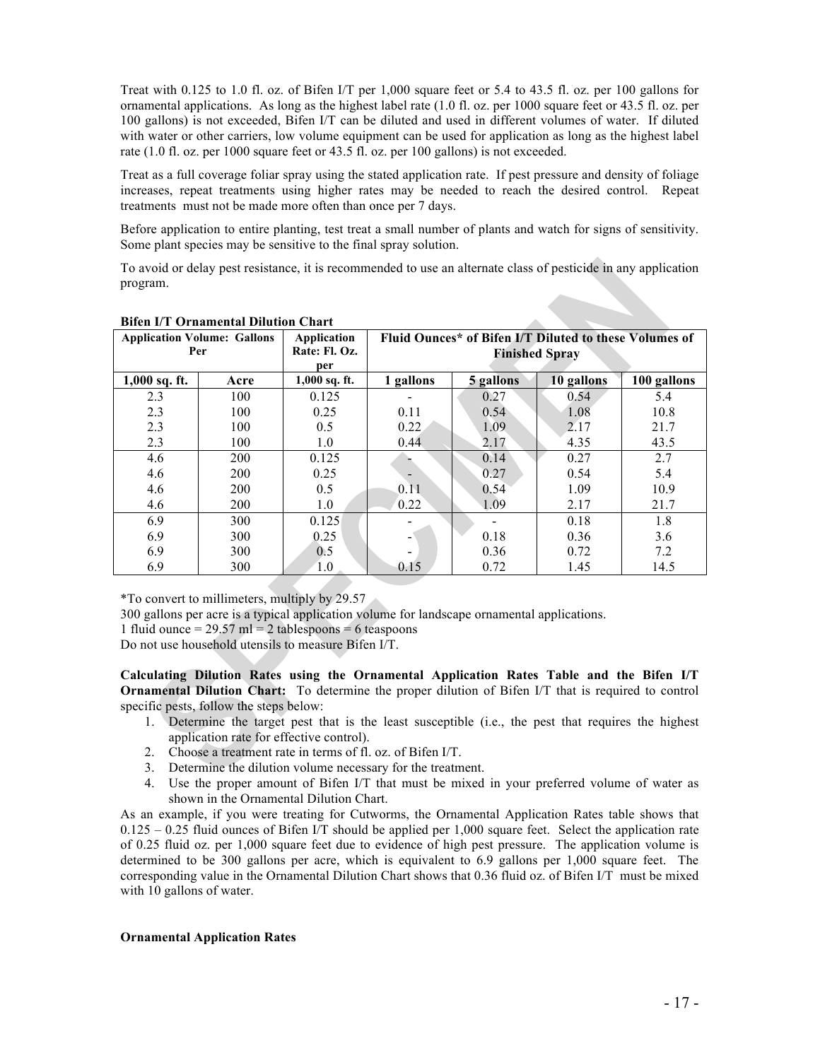Treat with 0.125 to 1.0 fl. oz. of Bifen I/T per 1,000 square feet or 5.4 to 43.5 fl. oz. per 100 gallons for ornamental applications. As long as the highest label rate (1.0 fl. oz. per 1000 square feet or 43.5 fl. oz. per 100 gallons) is not exceeded, Bifen I/T can be diluted and used in different volumes of water. If diluted with water or other carriers, low volume equipment can be used for application as long as the highest label rate (1.0 fl. oz. per 1000 square feet or 43.5 fl. oz. per 100 gallons) is not exceeded.

Treat as a full coverage foliar spray using the stated application rate. If pest pressure and density of foliage increases, repeat treatments using higher rates may be needed to reach the desired control. Repeat treatments must not be made more often than once per 7 days.

Before application to entire planting, test treat a small number of plants and watch for signs of sensitivity. Some plant species may be sensitive to the final spray solution.

To avoid or delay pest resistance, it is recommended to use an alternate class of pesticide in any application program.

**Bifen I/T Ornamental Dilution Chart**

| Application Volume: Gallons Per | | Application Rate: Fl. Oz. per | Fluid Ounces* of Bifen I/T Diluted to these Volumes of Finished Spray | | | |
|---|---|---|---|---|---|---|
| 1,000 sq. ft. | Acre | 1,000 sq. ft. | 1 gallons | 5 gallons | 10 gallons | 100 gallons |
| 2.3 | 100 | 0.125 | - | 0.27 | 0.54 | 5.4 |
| 2.3 | 100 | 0.25 | 0.11 | 0.54 | 1.08 | 10.8 |
| 2.3 | 100 | 0.5 | 0.22 | 1.09 | 2.17 | 21.7 |
| 2.3 | 100 | 1.0 | 0.44 | 2.17 | 4.35 | 43.5 |
| 4.6 | 200 | 0.125 | - | 0.14 | 0.27 | 2.7 |
| 4.6 | 200 | 0.25 | - | 0.27 | 0.54 | 5.4 |
| 4.6 | 200 | 0.5 | 0.11 | 0.54 | 1.09 | 10.9 |
| 4.6 | 200 | 1.0 | 0.22 | 1.09 | 2.17 | 21.7 |
| 6.9 | 300 | 0.125 | - | - | 0.18 | 1.8 |
| 6.9 | 300 | 0.25 | - | 0.18 | 0.36 | 3.6 |
| 6.9 | 300 | 0.5 | - | 0.36 | 0.72 | 7.2 |
| 6.9 | 300 | 1.0 | 0.15 | 0.72 | 1.45 | 14.5 |

*To convert to millimeters, multiply by 29.57

300 gallons per acre is a typical application volume for landscape ornamental applications.

1 fluid ounce = 29.57 ml = 2 tablespoons = 6 teaspoons

Do not use household utensils to measure Bifen I/T.

**Calculating Dilution Rates using the Ornamental Application Rates Table and the Bifen I/T Ornamental Dilution Chart:** To determine the proper dilution of Bifen I/T that is required to control specific pests, follow the steps below:

1. Determine the target pest that is the least susceptible (i.e., the pest that requires the highest application rate for effective control).
2. Choose a treatment rate in terms of fl. oz. of Bifen I/T.
3. Determine the dilution volume necessary for the treatment.
4. Use the proper amount of Bifen I/T that must be mixed in your preferred volume of water as shown in the Ornamental Dilution Chart.

As an example, if you were treating for Cutworms, the Ornamental Application Rates table shows that 0.125 – 0.25 fluid ounces of Bifen I/T should be applied per 1,000 square feet. Select the application rate of 0.25 fluid oz. per 1,000 square feet due to evidence of high pest pressure. The application volume is determined to be 300 gallons per acre, which is equivalent to 6.9 gallons per 1,000 square feet. The corresponding value in the Ornamental Dilution Chart shows that 0.36 fluid oz. of Bifen I/T must be mixed with 10 gallons of water.

**Ornamental Application Rates**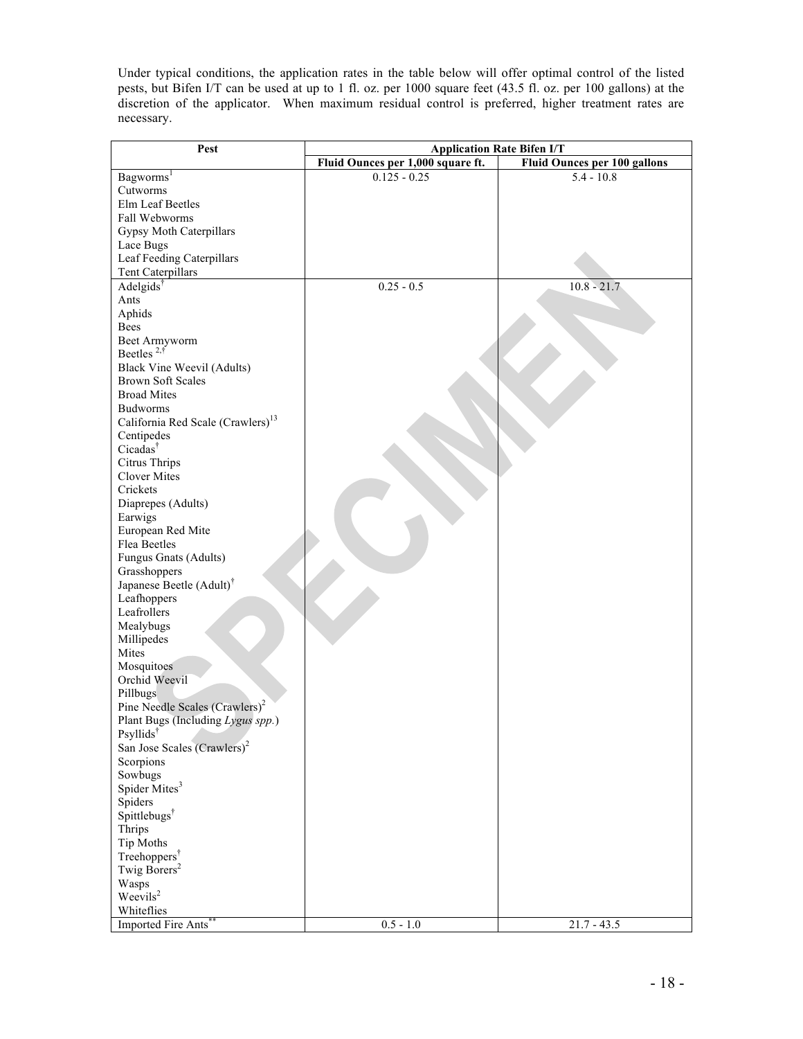Under typical conditions, the application rates in the table below will offer optimal control of the listed pests, but Bifen I/T can be used at up to 1 fl. oz. per 1000 square feet (43.5 fl. oz. per 100 gallons) at the discretion of the applicator. When maximum residual control is preferred, higher treatment rates are necessary.

| Pest | Application Rate Bifen I/T | |
|---|---|---|
| | Fluid Ounces per 1,000 square ft. | Fluid Ounces per 100 gallons |
| Bagworms[1]<br>Cutworms<br>Elm Leaf Beetles<br>Fall Webworms<br>Gypsy Moth Caterpillars<br>Lace Bugs<br>Leaf Feeding Caterpillars<br>Tent Caterpillars | 0.125 - 0.25 | 5.4 - 10.8 |
| Adelgids[†]<br>Ants<br>Aphids<br>Bees<br>Beet Armyworm<br>Beetles [2,†]<br>Black Vine Weevil (Adults)<br>Brown Soft Scales<br>Broad Mites<br>Budworms<br>California Red Scale (Crawlers)[13]<br>Centipedes<br>Cicadas[†]<br>Citrus Thrips<br>Clover Mites<br>Crickets<br>Diaprepes (Adults)<br>Earwigs<br>European Red Mite<br>Flea Beetles<br>Fungus Gnats (Adults)<br>Grasshoppers<br>Japanese Beetle (Adult)[†]<br>Leafhoppers<br>Leafrollers<br>Mealybugs<br>Millipedes<br>Mites<br>Mosquitoes<br>Orchid Weevil<br>Pillbugs<br>Pine Needle Scales (Crawlers)[2]<br>Plant Bugs (Including *Lygus spp.*)<br>Psyllids[†]<br>San Jose Scales (Crawlers)[2]<br>Scorpions<br>Sowbugs<br>Spider Mites[3]<br>Spiders<br>Spittlebugs[†]<br>Thrips<br>Tip Moths<br>Treehoppers[†]<br>Twig Borers[2]<br>Wasps<br>Weevils[2]<br>Whiteflies | 0.25 - 0.5 | 10.8 - 21.7 |
| Imported Fire Ants[**] | 0.5 - 1.0 | 21.7 - 43.5 |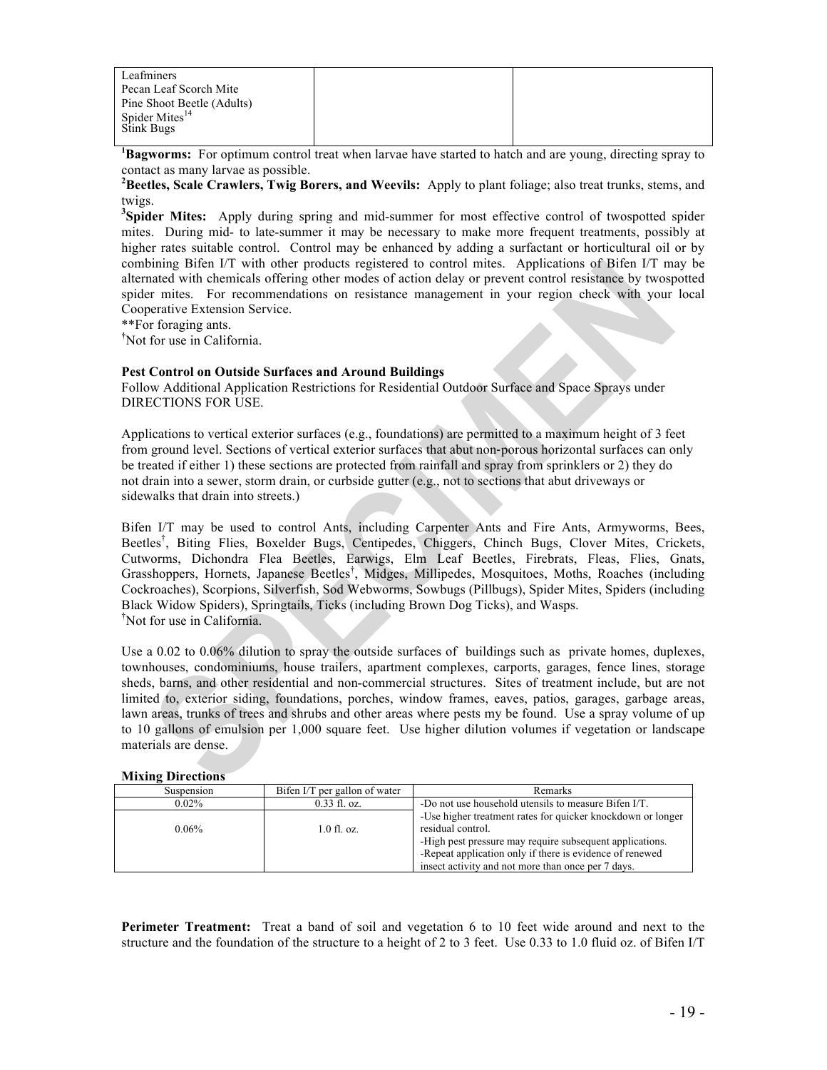| | | |
|---|---|---|
| Leafminers<br>Pecan Leaf Scorch Mite<br>Pine Shoot Beetle (Adults)<br>Spider Mites[14]<br>Stink Bugs | | |

[1]**Bagworms:** For optimum control treat when larvae have started to hatch and are young, directing spray to contact as many larvae as possible.
[2]**Beetles, Scale Crawlers, Twig Borers, and Weevils:** Apply to plant foliage; also treat trunks, stems, and twigs.
[3]**Spider Mites:** Apply during spring and mid-summer for most effective control of twospotted spider mites. During mid- to late-summer it may be necessary to make more frequent treatments, possibly at higher rates suitable control. Control may be enhanced by adding a surfactant or horticultural oil or by combining Bifen I/T with other products registered to control mites. Applications of Bifen I/T may be alternated with chemicals offering other modes of action delay or prevent control resistance by twospotted spider mites. For recommendations on resistance management in your region check with your local Cooperative Extension Service.
**For foraging ants.
†Not for use in California.

**Pest Control on Outside Surfaces and Around Buildings**
Follow Additional Application Restrictions for Residential Outdoor Surface and Space Sprays under DIRECTIONS FOR USE.

Applications to vertical exterior surfaces (e.g., foundations) are permitted to a maximum height of 3 feet from ground level. Sections of vertical exterior surfaces that abut non-porous horizontal surfaces can only be treated if either 1) these sections are protected from rainfall and spray from sprinklers or 2) they do not drain into a sewer, storm drain, or curbside gutter (e.g., not to sections that abut driveways or sidewalks that drain into streets.)

Bifen I/T may be used to control Ants, including Carpenter Ants and Fire Ants, Armyworms, Bees, Beetles†, Biting Flies, Boxelder Bugs, Centipedes, Chiggers, Chinch Bugs, Clover Mites, Crickets, Cutworms, Dichondra Flea Beetles, Earwigs, Elm Leaf Beetles, Firebrats, Fleas, Flies, Gnats, Grasshoppers, Hornets, Japanese Beetles†, Midges, Millipedes, Mosquitoes, Moths, Roaches (including Cockroaches), Scorpions, Silverfish, Sod Webworms, Sowbugs (Pillbugs), Spider Mites, Spiders (including Black Widow Spiders), Springtails, Ticks (including Brown Dog Ticks), and Wasps.
†Not for use in California.

Use a 0.02 to 0.06% dilution to spray the outside surfaces of buildings such as private homes, duplexes, townhouses, condominiums, house trailers, apartment complexes, carports, garages, fence lines, storage sheds, barns, and other residential and non-commercial structures. Sites of treatment include, but are not limited to, exterior siding, foundations, porches, window frames, eaves, patios, garages, garbage areas, lawn areas, trunks of trees and shrubs and other areas where pests my be found. Use a spray volume of up to 10 gallons of emulsion per 1,000 square feet. Use higher dilution volumes if vegetation or landscape materials are dense.

**Mixing Directions**

| Suspension | Bifen I/T per gallon of water | Remarks |
|---|---|---|
| 0.02% | 0.33 fl. oz. | -Do not use household utensils to measure Bifen I/T. |
| 0.06% | 1.0 fl. oz. | -Use higher treatment rates for quicker knockdown or longer residual control.<br>-High pest pressure may require subsequent applications.<br>-Repeat application only if there is evidence of renewed insect activity and not more than once per 7 days. |

**Perimeter Treatment:** Treat a band of soil and vegetation 6 to 10 feet wide around and next to the structure and the foundation of the structure to a height of 2 to 3 feet. Use 0.33 to 1.0 fluid oz. of Bifen I/T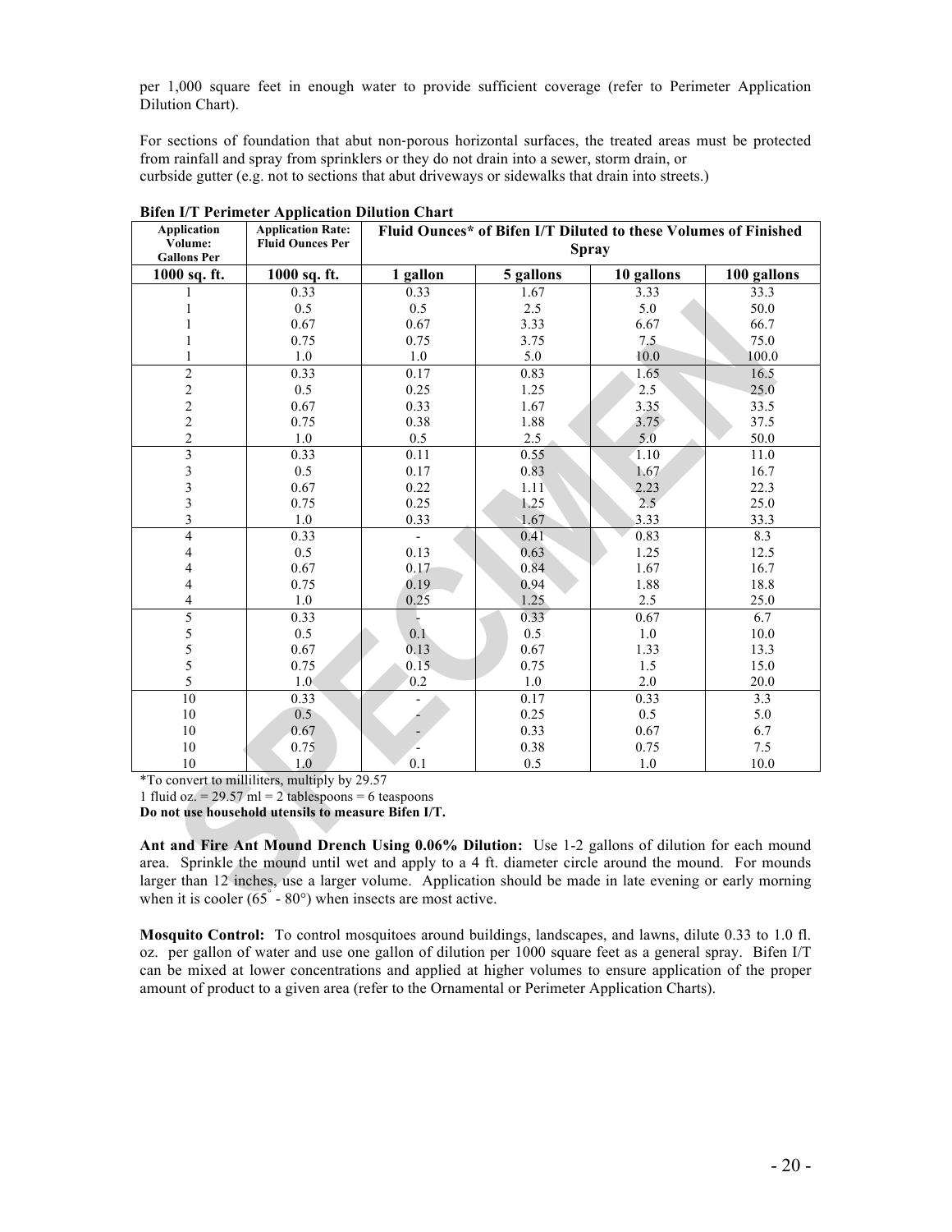per 1,000 square feet in enough water to provide sufficient coverage (refer to Perimeter Application Dilution Chart).

For sections of foundation that abut non-porous horizontal surfaces, the treated areas must be protected from rainfall and spray from sprinklers or they do not drain into a sewer, storm drain, or curbside gutter (e.g. not to sections that abut driveways or sidewalks that drain into streets.)

**Bifen I/T Perimeter Application Dilution Chart**

| Application Volume: Gallons Per | Application Rate: Fluid Ounces Per | Fluid Ounces* of Bifen I/T Diluted to these Volumes of Finished Spray | | | |
|---|---|---|---|---|---|
| **1000 sq. ft.** | **1000 sq. ft.** | **1 gallon** | **5 gallons** | **10 gallons** | **100 gallons** |
| 1 | 0.33 | 0.33 | 1.67 | 3.33 | 33.3 |
| 1 | 0.5 | 0.5 | 2.5 | 5.0 | 50.0 |
| 1 | 0.67 | 0.67 | 3.33 | 6.67 | 66.7 |
| 1 | 0.75 | 0.75 | 3.75 | 7.5 | 75.0 |
| 1 | 1.0 | 1.0 | 5.0 | 10.0 | 100.0 |
| 2 | 0.33 | 0.17 | 0.83 | 1.65 | 16.5 |
| 2 | 0.5 | 0.25 | 1.25 | 2.5 | 25.0 |
| 2 | 0.67 | 0.33 | 1.67 | 3.35 | 33.5 |
| 2 | 0.75 | 0.38 | 1.88 | 3.75 | 37.5 |
| 2 | 1.0 | 0.5 | 2.5 | 5.0 | 50.0 |
| 3 | 0.33 | 0.11 | 0.55 | 1.10 | 11.0 |
| 3 | 0.5 | 0.17 | 0.83 | 1.67 | 16.7 |
| 3 | 0.67 | 0.22 | 1.11 | 2.23 | 22.3 |
| 3 | 0.75 | 0.25 | 1.25 | 2.5 | 25.0 |
| 3 | 1.0 | 0.33 | 1.67 | 3.33 | 33.3 |
| 4 | 0.33 | - | 0.41 | 0.83 | 8.3 |
| 4 | 0.5 | 0.13 | 0.63 | 1.25 | 12.5 |
| 4 | 0.67 | 0.17 | 0.84 | 1.67 | 16.7 |
| 4 | 0.75 | 0.19 | 0.94 | 1.88 | 18.8 |
| 4 | 1.0 | 0.25 | 1.25 | 2.5 | 25.0 |
| 5 | 0.33 | - | 0.33 | 0.67 | 6.7 |
| 5 | 0.5 | 0.1 | 0.5 | 1.0 | 10.0 |
| 5 | 0.67 | 0.13 | 0.67 | 1.33 | 13.3 |
| 5 | 0.75 | 0.15 | 0.75 | 1.5 | 15.0 |
| 5 | 1.0 | 0.2 | 1.0 | 2.0 | 20.0 |
| 10 | 0.33 | - | 0.17 | 0.33 | 3.3 |
| 10 | 0.5 | - | 0.25 | 0.5 | 5.0 |
| 10 | 0.67 | - | 0.33 | 0.67 | 6.7 |
| 10 | 0.75 | - | 0.38 | 0.75 | 7.5 |
| 10 | 1.0 | 0.1 | 0.5 | 1.0 | 10.0 |

*To convert to milliliters, multiply by 29.57

1 fluid oz. = 29.57 ml = 2 tablespoons = 6 teaspoons

**Do not use household utensils to measure Bifen I/T.**

**Ant and Fire Ant Mound Drench Using 0.06% Dilution:** Use 1-2 gallons of dilution for each mound area. Sprinkle the mound until wet and apply to a 4 ft. diameter circle around the mound. For mounds larger than 12 inches, use a larger volume. Application should be made in late evening or early morning when it is cooler (65° - 80°) when insects are most active.

**Mosquito Control:** To control mosquitoes around buildings, landscapes, and lawns, dilute 0.33 to 1.0 fl. oz. per gallon of water and use one gallon of dilution per 1000 square feet as a general spray. Bifen I/T can be mixed at lower concentrations and applied at higher volumes to ensure application of the proper amount of product to a given area (refer to the Ornamental or Perimeter Application Charts).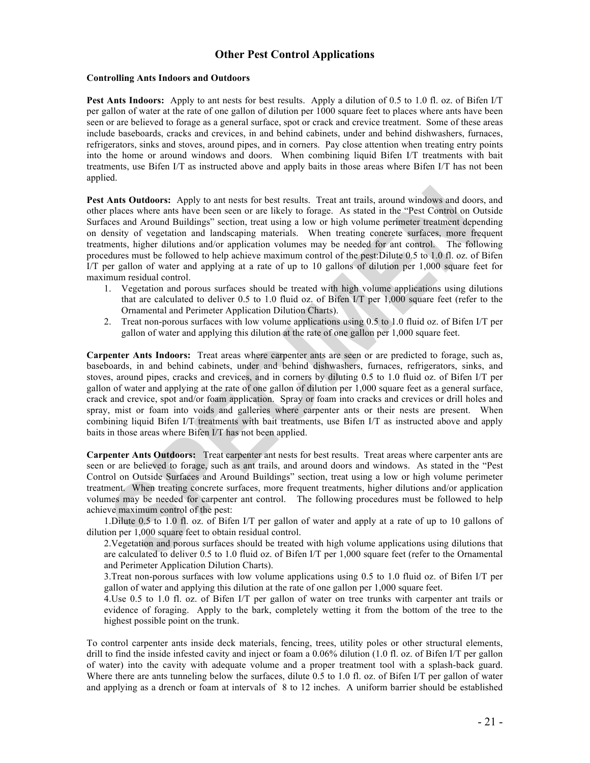## Other Pest Control Applications

**Controlling Ants Indoors and Outdoors**

**Pest Ants Indoors:** Apply to ant nests for best results. Apply a dilution of 0.5 to 1.0 fl. oz. of Bifen I/T per gallon of water at the rate of one gallon of dilution per 1000 square feet to places where ants have been seen or are believed to forage as a general surface, spot or crack and crevice treatment. Some of these areas include baseboards, cracks and crevices, in and behind cabinets, under and behind dishwashers, furnaces, refrigerators, sinks and stoves, around pipes, and in corners. Pay close attention when treating entry points into the home or around windows and doors. When combining liquid Bifen I/T treatments with bait treatments, use Bifen I/T as instructed above and apply baits in those areas where Bifen I/T has not been applied.

**Pest Ants Outdoors:** Apply to ant nests for best results. Treat ant trails, around windows and doors, and other places where ants have been seen or are likely to forage. As stated in the "Pest Control on Outside Surfaces and Around Buildings" section, treat using a low or high volume perimeter treatment depending on density of vegetation and landscaping materials. When treating concrete surfaces, more frequent treatments, higher dilutions and/or application volumes may be needed for ant control. The following procedures must be followed to help achieve maximum control of the pest:Dilute 0.5 to 1.0 fl. oz. of Bifen I/T per gallon of water and applying at a rate of up to 10 gallons of dilution per 1,000 square feet for maximum residual control.

1. Vegetation and porous surfaces should be treated with high volume applications using dilutions that are calculated to deliver 0.5 to 1.0 fluid oz. of Bifen I/T per 1,000 square feet (refer to the Ornamental and Perimeter Application Dilution Charts).
2. Treat non-porous surfaces with low volume applications using 0.5 to 1.0 fluid oz. of Bifen I/T per gallon of water and applying this dilution at the rate of one gallon per 1,000 square feet.

**Carpenter Ants Indoors:** Treat areas where carpenter ants are seen or are predicted to forage, such as, baseboards, in and behind cabinets, under and behind dishwashers, furnaces, refrigerators, sinks, and stoves, around pipes, cracks and crevices, and in corners by diluting 0.5 to 1.0 fluid oz. of Bifen I/T per gallon of water and applying at the rate of one gallon of dilution per 1,000 square feet as a general surface, crack and crevice, spot and/or foam application. Spray or foam into cracks and crevices or drill holes and spray, mist or foam into voids and galleries where carpenter ants or their nests are present. When combining liquid Bifen I/T treatments with bait treatments, use Bifen I/T as instructed above and apply baits in those areas where Bifen I/T has not been applied.

**Carpenter Ants Outdoors:** Treat carpenter ant nests for best results. Treat areas where carpenter ants are seen or are believed to forage, such as ant trails, and around doors and windows. As stated in the "Pest Control on Outside Surfaces and Around Buildings" section, treat using a low or high volume perimeter treatment. When treating concrete surfaces, more frequent treatments, higher dilutions and/or application volumes may be needed for carpenter ant control. The following procedures must be followed to help achieve maximum control of the pest:

1. Dilute 0.5 to 1.0 fl. oz. of Bifen I/T per gallon of water and apply at a rate of up to 10 gallons of dilution per 1,000 square feet to obtain residual control.
2. Vegetation and porous surfaces should be treated with high volume applications using dilutions that are calculated to deliver 0.5 to 1.0 fluid oz. of Bifen I/T per 1,000 square feet (refer to the Ornamental and Perimeter Application Dilution Charts).
3. Treat non-porous surfaces with low volume applications using 0.5 to 1.0 fluid oz. of Bifen I/T per gallon of water and applying this dilution at the rate of one gallon per 1,000 square feet.
4. Use 0.5 to 1.0 fl. oz. of Bifen I/T per gallon of water on tree trunks with carpenter ant trails or evidence of foraging. Apply to the bark, completely wetting it from the bottom of the tree to the highest possible point on the trunk.

To control carpenter ants inside deck materials, fencing, trees, utility poles or other structural elements, drill to find the inside infested cavity and inject or foam a 0.06% dilution (1.0 fl. oz. of Bifen I/T per gallon of water) into the cavity with adequate volume and a proper treatment tool with a splash-back guard. Where there are ants tunneling below the surfaces, dilute 0.5 to 1.0 fl. oz. of Bifen I/T per gallon of water and applying as a drench or foam at intervals of 8 to 12 inches. A uniform barrier should be established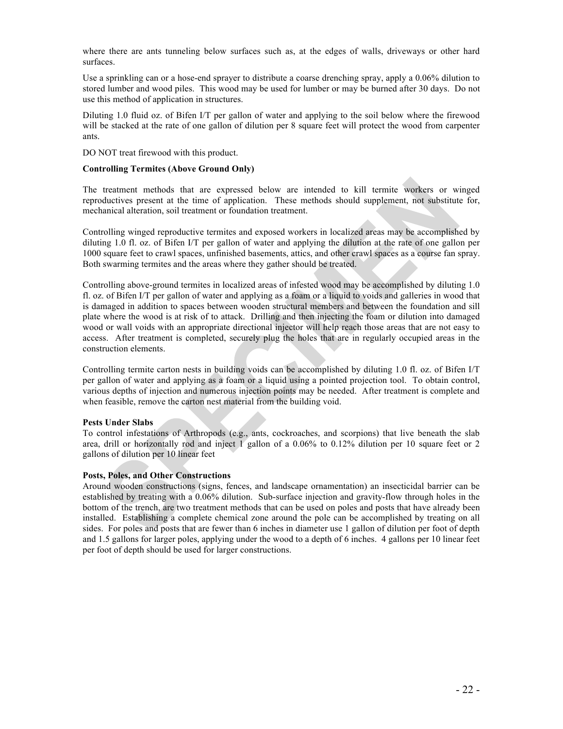where there are ants tunneling below surfaces such as, at the edges of walls, driveways or other hard surfaces.

Use a sprinkling can or a hose-end sprayer to distribute a coarse drenching spray, apply a 0.06% dilution to stored lumber and wood piles. This wood may be used for lumber or may be burned after 30 days. Do not use this method of application in structures.

Diluting 1.0 fluid oz. of Bifen I/T per gallon of water and applying to the soil below where the firewood will be stacked at the rate of one gallon of dilution per 8 square feet will protect the wood from carpenter ants.

DO NOT treat firewood with this product.

**Controlling Termites (Above Ground Only)**

The treatment methods that are expressed below are intended to kill termite workers or winged reproductives present at the time of application. These methods should supplement, not substitute for, mechanical alteration, soil treatment or foundation treatment.

Controlling winged reproductive termites and exposed workers in localized areas may be accomplished by diluting 1.0 fl. oz. of Bifen I/T per gallon of water and applying the dilution at the rate of one gallon per 1000 square feet to crawl spaces, unfinished basements, attics, and other crawl spaces as a course fan spray. Both swarming termites and the areas where they gather should be treated.

Controlling above-ground termites in localized areas of infested wood may be accomplished by diluting 1.0 fl. oz. of Bifen I/T per gallon of water and applying as a foam or a liquid to voids and galleries in wood that is damaged in addition to spaces between wooden structural members and between the foundation and sill plate where the wood is at risk of to attack. Drilling and then injecting the foam or dilution into damaged wood or wall voids with an appropriate directional injector will help reach those areas that are not easy to access. After treatment is completed, securely plug the holes that are in regularly occupied areas in the construction elements.

Controlling termite carton nests in building voids can be accomplished by diluting 1.0 fl. oz. of Bifen I/T per gallon of water and applying as a foam or a liquid using a pointed projection tool. To obtain control, various depths of injection and numerous injection points may be needed. After treatment is complete and when feasible, remove the carton nest material from the building void.

**Pests Under Slabs**

To control infestations of Arthropods (e.g., ants, cockroaches, and scorpions) that live beneath the slab area, drill or horizontally rod and inject 1 gallon of a 0.06% to 0.12% dilution per 10 square feet or 2 gallons of dilution per 10 linear feet

**Posts, Poles, and Other Constructions**

Around wooden constructions (signs, fences, and landscape ornamentation) an insecticidal barrier can be established by treating with a 0.06% dilution. Sub-surface injection and gravity-flow through holes in the bottom of the trench, are two treatment methods that can be used on poles and posts that have already been installed. Establishing a complete chemical zone around the pole can be accomplished by treating on all sides. For poles and posts that are fewer than 6 inches in diameter use 1 gallon of dilution per foot of depth and 1.5 gallons for larger poles, applying under the wood to a depth of 6 inches. 4 gallons per 10 linear feet per foot of depth should be used for larger constructions.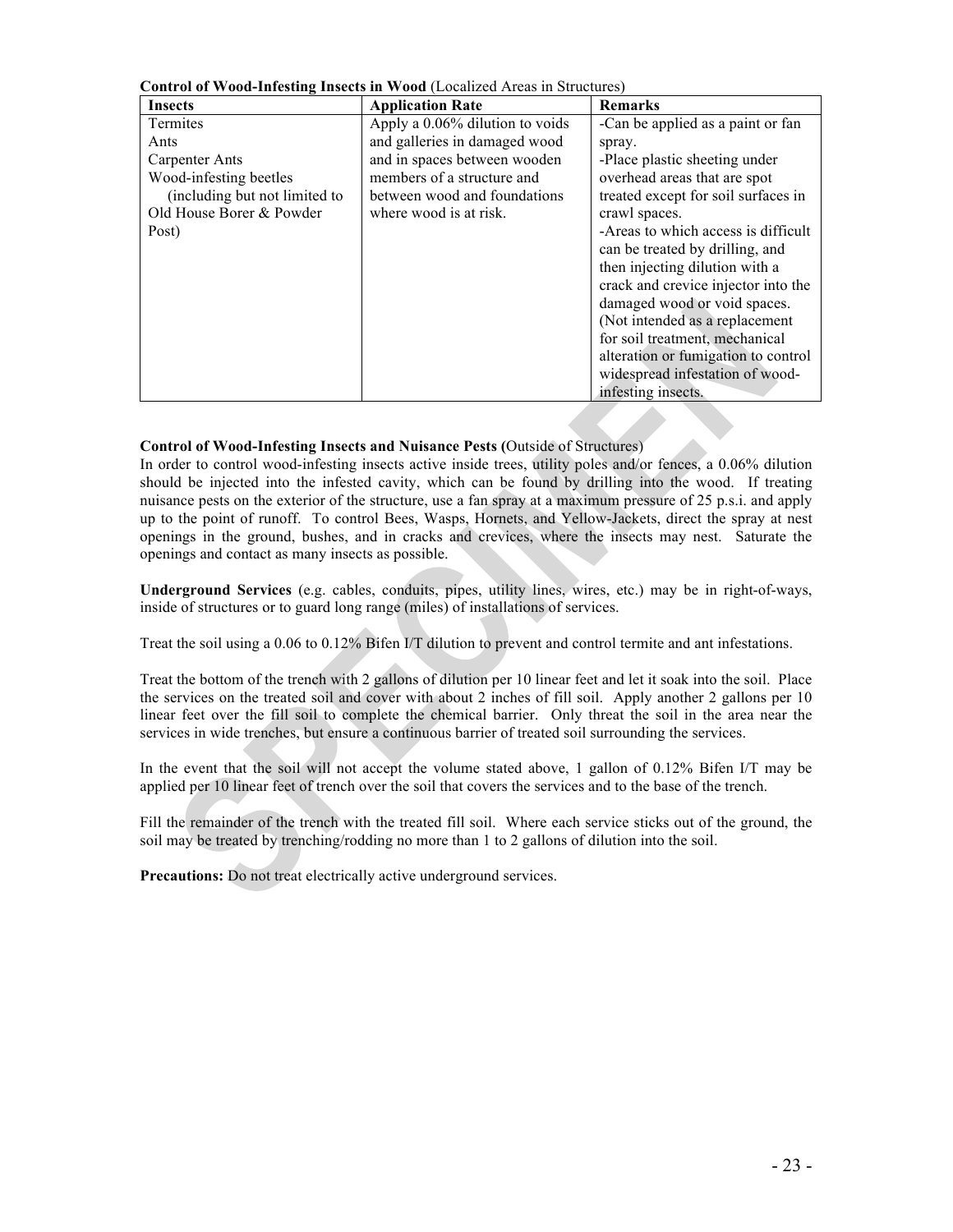**Control of Wood-Infesting Insects in Wood** (Localized Areas in Structures)

| Insects | Application Rate | Remarks |
|---|---|---|
| Termites<br>Ants<br>Carpenter Ants<br>Wood-infesting beetles (including but not limited to Old House Borer & Powder Post) | Apply a 0.06% dilution to voids and galleries in damaged wood and in spaces between wooden members of a structure and between wood and foundations where wood is at risk. | -Can be applied as a paint or fan spray.<br>-Place plastic sheeting under overhead areas that are spot treated except for soil surfaces in crawl spaces.<br>-Areas to which access is difficult can be treated by drilling, and then injecting dilution with a crack and crevice injector into the damaged wood or void spaces. (Not intended as a replacement for soil treatment, mechanical alteration or fumigation to control widespread infestation of wood-infesting insects. |

**Control of Wood-Infesting Insects and Nuisance Pests (**Outside of Structures)

In order to control wood-infesting insects active inside trees, utility poles and/or fences, a 0.06% dilution should be injected into the infested cavity, which can be found by drilling into the wood. If treating nuisance pests on the exterior of the structure, use a fan spray at a maximum pressure of 25 p.s.i. and apply up to the point of runoff. To control Bees, Wasps, Hornets, and Yellow-Jackets, direct the spray at nest openings in the ground, bushes, and in cracks and crevices, where the insects may nest. Saturate the openings and contact as many insects as possible.

**Underground Services** (e.g. cables, conduits, pipes, utility lines, wires, etc.) may be in right-of-ways, inside of structures or to guard long range (miles) of installations of services.

Treat the soil using a 0.06 to 0.12% Bifen I/T dilution to prevent and control termite and ant infestations.

Treat the bottom of the trench with 2 gallons of dilution per 10 linear feet and let it soak into the soil. Place the services on the treated soil and cover with about 2 inches of fill soil. Apply another 2 gallons per 10 linear feet over the fill soil to complete the chemical barrier. Only threat the soil in the area near the services in wide trenches, but ensure a continuous barrier of treated soil surrounding the services.

In the event that the soil will not accept the volume stated above, 1 gallon of 0.12% Bifen I/T may be applied per 10 linear feet of trench over the soil that covers the services and to the base of the trench.

Fill the remainder of the trench with the treated fill soil. Where each service sticks out of the ground, the soil may be treated by trenching/rodding no more than 1 to 2 gallons of dilution into the soil.

**Precautions:** Do not treat electrically active underground services.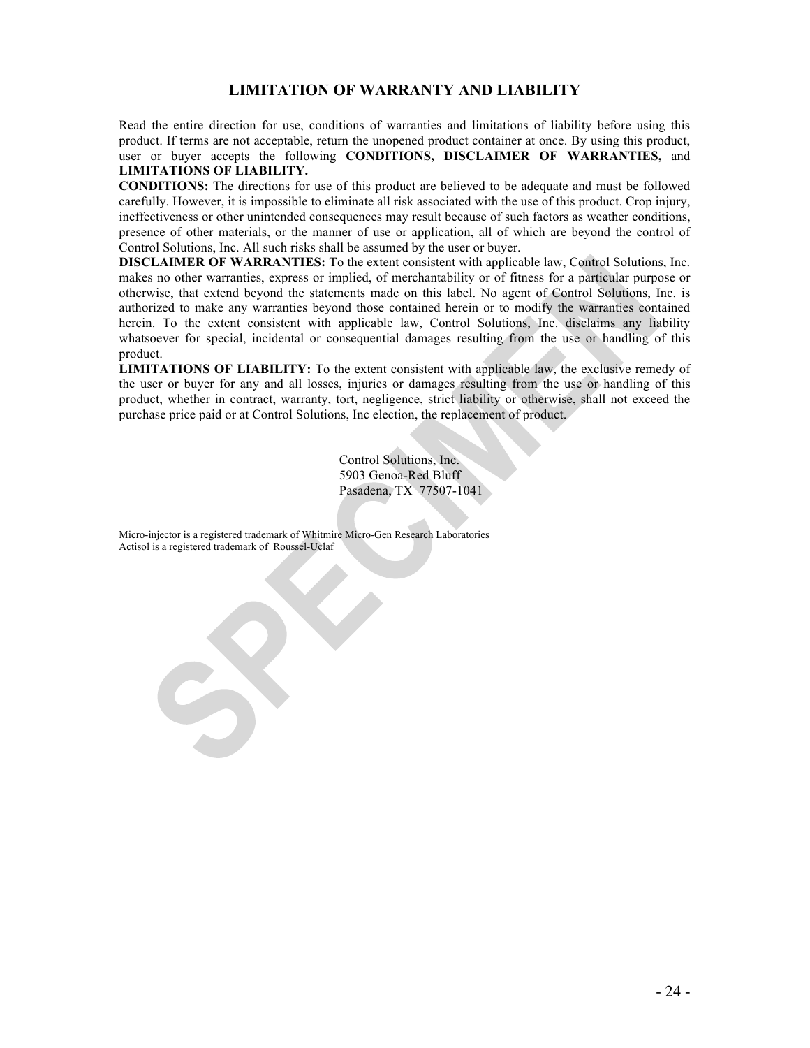# LIMITATION OF WARRANTY AND LIABILITY

Read the entire direction for use, conditions of warranties and limitations of liability before using this product. If terms are not acceptable, return the unopened product container at once. By using this product, user or buyer accepts the following **CONDITIONS, DISCLAIMER OF WARRANTIES,** and **LIMITATIONS OF LIABILITY.**

**CONDITIONS:** The directions for use of this product are believed to be adequate and must be followed carefully. However, it is impossible to eliminate all risk associated with the use of this product. Crop injury, ineffectiveness or other unintended consequences may result because of such factors as weather conditions, presence of other materials, or the manner of use or application, all of which are beyond the control of Control Solutions, Inc. All such risks shall be assumed by the user or buyer.

**DISCLAIMER OF WARRANTIES:** To the extent consistent with applicable law, Control Solutions, Inc. makes no other warranties, express or implied, of merchantability or of fitness for a particular purpose or otherwise, that extend beyond the statements made on this label. No agent of Control Solutions, Inc. is authorized to make any warranties beyond those contained herein or to modify the warranties contained herein. To the extent consistent with applicable law, Control Solutions, Inc. disclaims any liability whatsoever for special, incidental or consequential damages resulting from the use or handling of this product.

**LIMITATIONS OF LIABILITY:** To the extent consistent with applicable law, the exclusive remedy of the user or buyer for any and all losses, injuries or damages resulting from the use or handling of this product, whether in contract, warranty, tort, negligence, strict liability or otherwise, shall not exceed the purchase price paid or at Control Solutions, Inc election, the replacement of product.

Control Solutions, Inc.
5903 Genoa-Red Bluff
Pasadena, TX 77507-1041

Micro-injector is a registered trademark of Whitmire Micro-Gen Research Laboratories
Actisol is a registered trademark of Roussel-Uclaf